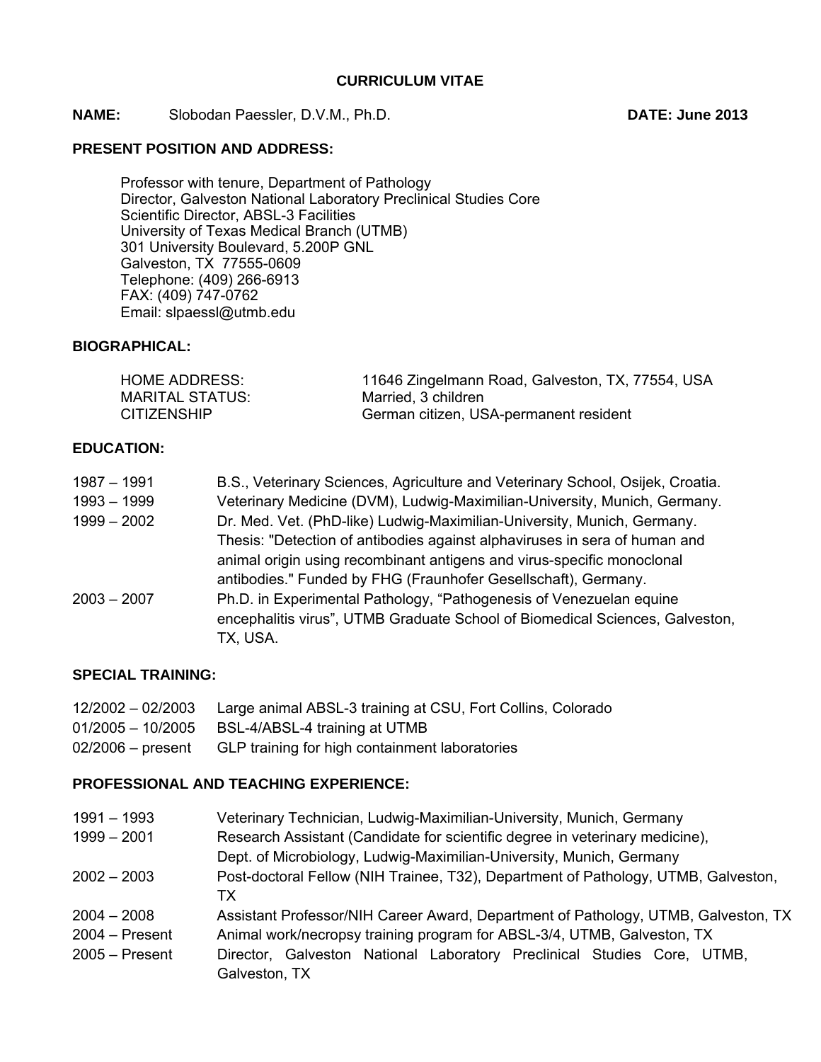# CURRICULUM VITAE

**NAME:** Slobodan Paessler, D.V.M., Ph.D. **DATE: June 2013**

## PRESENT POSITION AND ADDRESS:

Professor with tenure, Department of Pathology
Director, Galveston National Laboratory Preclinical Studies Core
Scientific Director, ABSL-3 Facilities
University of Texas Medical Branch (UTMB)
301 University Boulevard, 5.200P GNL
Galveston, TX 77555-0609
Telephone: (409) 266-6913
FAX: (409) 747-0762
Email: slpaessl@utmb.edu

## BIOGRAPHICAL:

| | |
|---|---|
| HOME ADDRESS: | 11646 Zingelmann Road, Galveston, TX, 77554, USA |
| MARITAL STATUS: | Married, 3 children |
| CITIZENSHIP | German citizen, USA-permanent resident |

## EDUCATION:

| | |
|---|---|
| 1987 – 1991 | B.S., Veterinary Sciences, Agriculture and Veterinary School, Osijek, Croatia. |
| 1993 – 1999 | Veterinary Medicine (DVM), Ludwig-Maximilian-University, Munich, Germany. |
| 1999 – 2002 | Dr. Med. Vet. (PhD-like) Ludwig-Maximilian-University, Munich, Germany. Thesis: "Detection of antibodies against alphaviruses in sera of human and animal origin using recombinant antigens and virus-specific monoclonal antibodies." Funded by FHG (Fraunhofer Gesellschaft), Germany. |
| 2003 – 2007 | Ph.D. in Experimental Pathology, "Pathogenesis of Venezuelan equine encephalitis virus", UTMB Graduate School of Biomedical Sciences, Galveston, TX, USA. |

## SPECIAL TRAINING:

| | |
|---|---|
| 12/2002 – 02/2003 | Large animal ABSL-3 training at CSU, Fort Collins, Colorado |
| 01/2005 – 10/2005 | BSL-4/ABSL-4 training at UTMB |
| 02/2006 – present | GLP training for high containment laboratories |

## PROFESSIONAL AND TEACHING EXPERIENCE:

| | |
|---|---|
| 1991 – 1993 | Veterinary Technician, Ludwig-Maximilian-University, Munich, Germany |
| 1999 – 2001 | Research Assistant (Candidate for scientific degree in veterinary medicine), Dept. of Microbiology, Ludwig-Maximilian-University, Munich, Germany |
| 2002 – 2003 | Post-doctoral Fellow (NIH Trainee, T32), Department of Pathology, UTMB, Galveston, TX |
| 2004 – 2008 | Assistant Professor/NIH Career Award, Department of Pathology, UTMB, Galveston, TX |
| 2004 – Present | Animal work/necropsy training program for ABSL-3/4, UTMB, Galveston, TX |
| 2005 – Present | Director, Galveston National Laboratory Preclinical Studies Core, UTMB, Galveston, TX |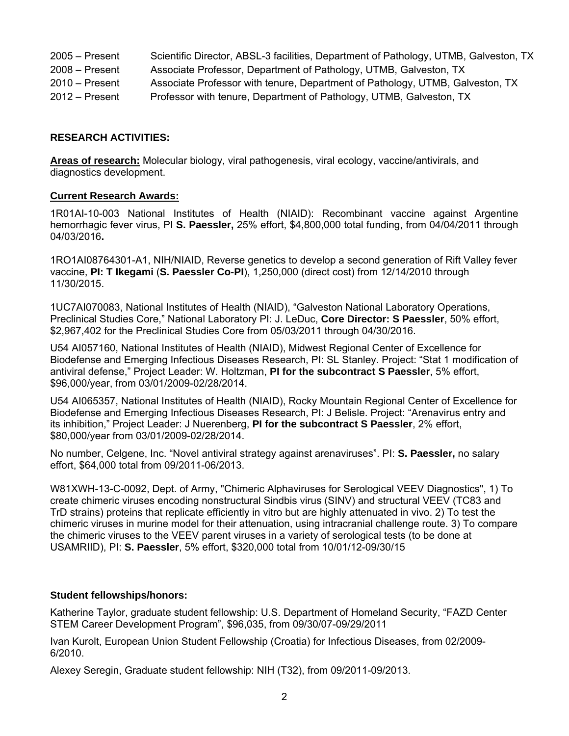2005 – Present Scientific Director, ABSL-3 facilities, Department of Pathology, UTMB, Galveston, TX
2008 – Present Associate Professor, Department of Pathology, UTMB, Galveston, TX
2010 – Present Associate Professor with tenure, Department of Pathology, UTMB, Galveston, TX
2012 – Present Professor with tenure, Department of Pathology, UTMB, Galveston, TX

## RESEARCH ACTIVITIES:

**Areas of research:** Molecular biology, viral pathogenesis, viral ecology, vaccine/antivirals, and diagnostics development.

**Current Research Awards:**

1R01AI-10-003 National Institutes of Health (NIAID): Recombinant vaccine against Argentine hemorrhagic fever virus, PI **S. Paessler,** 25% effort, $4,800,000 total funding, from 04/04/2011 through 04/03/2016**.**

1RO1AI08764301-A1, NIH/NIAID, Reverse genetics to develop a second generation of Rift Valley fever vaccine, **PI: T Ikegami** (**S. Paessler Co-PI**), 1,250,000 (direct cost) from 12/14/2010 through 11/30/2015.

1UC7AI070083, National Institutes of Health (NIAID), "Galveston National Laboratory Operations, Preclinical Studies Core," National Laboratory PI: J. LeDuc, **Core Director: S Paessler**, 50% effort, $2,967,402 for the Preclinical Studies Core from 05/03/2011 through 04/30/2016.

U54 AI057160, National Institutes of Health (NIAID), Midwest Regional Center of Excellence for Biodefense and Emerging Infectious Diseases Research, PI: SL Stanley. Project: "Stat 1 modification of antiviral defense," Project Leader: W. Holtzman, **PI for the subcontract S Paessler**, 5% effort, $96,000/year, from 03/01/2009-02/28/2014.

U54 AI065357, National Institutes of Health (NIAID), Rocky Mountain Regional Center of Excellence for Biodefense and Emerging Infectious Diseases Research, PI: J Belisle. Project: "Arenavirus entry and its inhibition," Project Leader: J Nuerenberg, **PI for the subcontract S Paessler**, 2% effort, $80,000/year from 03/01/2009-02/28/2014.

No number, Celgene, Inc. "Novel antiviral strategy against arenaviruses". PI: **S. Paessler,** no salary effort, $64,000 total from 09/2011-06/2013.

W81XWH-13-C-0092, Dept. of Army, "Chimeric Alphaviruses for Serological VEEV Diagnostics", 1) To create chimeric viruses encoding nonstructural Sindbis virus (SINV) and structural VEEV (TC83 and TrD strains) proteins that replicate efficiently in vitro but are highly attenuated in vivo. 2) To test the chimeric viruses in murine model for their attenuation, using intracranial challenge route. 3) To compare the chimeric viruses to the VEEV parent viruses in a variety of serological tests (to be done at USAMRIID), PI: **S. Paessler**, 5% effort, $320,000 total from 10/01/12-09/30/15

**Student fellowships/honors:**

Katherine Taylor, graduate student fellowship: U.S. Department of Homeland Security, "FAZD Center STEM Career Development Program", $96,035, from 09/30/07-09/29/2011

Ivan Kurolt, European Union Student Fellowship (Croatia) for Infectious Diseases, from 02/2009-6/2010.

Alexey Seregin, Graduate student fellowship: NIH (T32), from 09/2011-09/2013.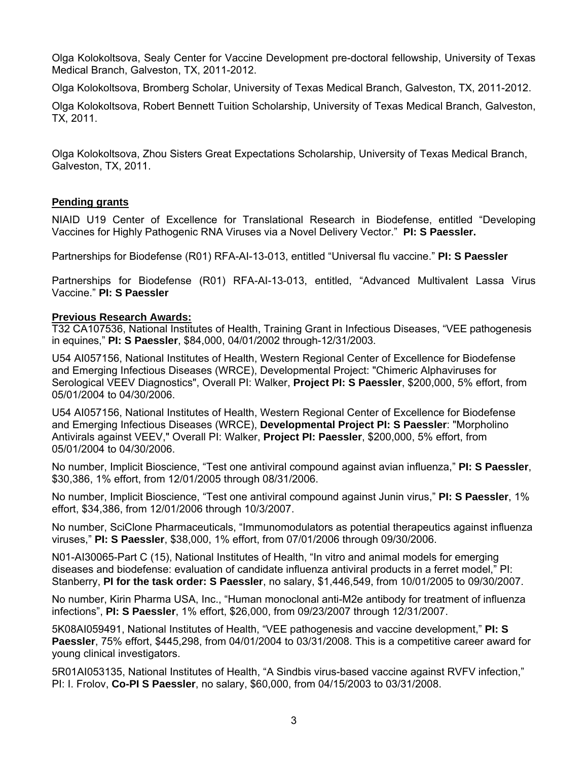Olga Kolokoltsova, Sealy Center for Vaccine Development pre-doctoral fellowship, University of Texas Medical Branch, Galveston, TX, 2011-2012.

Olga Kolokoltsova, Bromberg Scholar, University of Texas Medical Branch, Galveston, TX, 2011-2012.

Olga Kolokoltsova, Robert Bennett Tuition Scholarship, University of Texas Medical Branch, Galveston, TX, 2011.

Olga Kolokoltsova, Zhou Sisters Great Expectations Scholarship, University of Texas Medical Branch, Galveston, TX, 2011.

## Pending grants

NIAID U19 Center of Excellence for Translational Research in Biodefense, entitled "Developing Vaccines for Highly Pathogenic RNA Viruses via a Novel Delivery Vector." **PI: S Paessler.**

Partnerships for Biodefense (R01) RFA-AI-13-013, entitled "Universal flu vaccine." **PI: S Paessler**

Partnerships for Biodefense (R01) RFA-AI-13-013, entitled, "Advanced Multivalent Lassa Virus Vaccine." **PI: S Paessler**

## Previous Research Awards:

T32 CA107536, National Institutes of Health, Training Grant in Infectious Diseases, "VEE pathogenesis in equines," **PI: S Paessler**, $84,000, 04/01/2002 through-12/31/2003.

U54 AI057156, National Institutes of Health, Western Regional Center of Excellence for Biodefense and Emerging Infectious Diseases (WRCE), Developmental Project: "Chimeric Alphaviruses for Serological VEEV Diagnostics", Overall PI: Walker, **Project PI: S Paessler**, $200,000, 5% effort, from 05/01/2004 to 04/30/2006.

U54 AI057156, National Institutes of Health, Western Regional Center of Excellence for Biodefense and Emerging Infectious Diseases (WRCE), **Developmental Project PI: S Paessler**: "Morpholino Antivirals against VEEV," Overall PI: Walker, **Project PI: Paessler**, $200,000, 5% effort, from 05/01/2004 to 04/30/2006.

No number, Implicit Bioscience, "Test one antiviral compound against avian influenza," **PI: S Paessler**, $30,386, 1% effort, from 12/01/2005 through 08/31/2006.

No number, Implicit Bioscience, "Test one antiviral compound against Junin virus," **PI: S Paessler**, 1% effort, $34,386, from 12/01/2006 through 10/3/2007.

No number, SciClone Pharmaceuticals, "Immunomodulators as potential therapeutics against influenza viruses," **PI: S Paessler**, $38,000, 1% effort, from 07/01/2006 through 09/30/2006.

N01-AI30065-Part C (15), National Institutes of Health, "In vitro and animal models for emerging diseases and biodefense: evaluation of candidate influenza antiviral products in a ferret model," PI: Stanberry, **PI for the task order: S Paessler**, no salary, $1,446,549, from 10/01/2005 to 09/30/2007.

No number, Kirin Pharma USA, Inc., "Human monoclonal anti-M2e antibody for treatment of influenza infections", **PI: S Paessler**, 1% effort, $26,000, from 09/23/2007 through 12/31/2007.

5K08AI059491, National Institutes of Health, "VEE pathogenesis and vaccine development," **PI: S Paessler**, 75% effort, $445,298, from 04/01/2004 to 03/31/2008. This is a competitive career award for young clinical investigators.

5R01AI053135, National Institutes of Health, "A Sindbis virus-based vaccine against RVFV infection," PI: I. Frolov, **Co-PI S Paessler**, no salary, $60,000, from 04/15/2003 to 03/31/2008.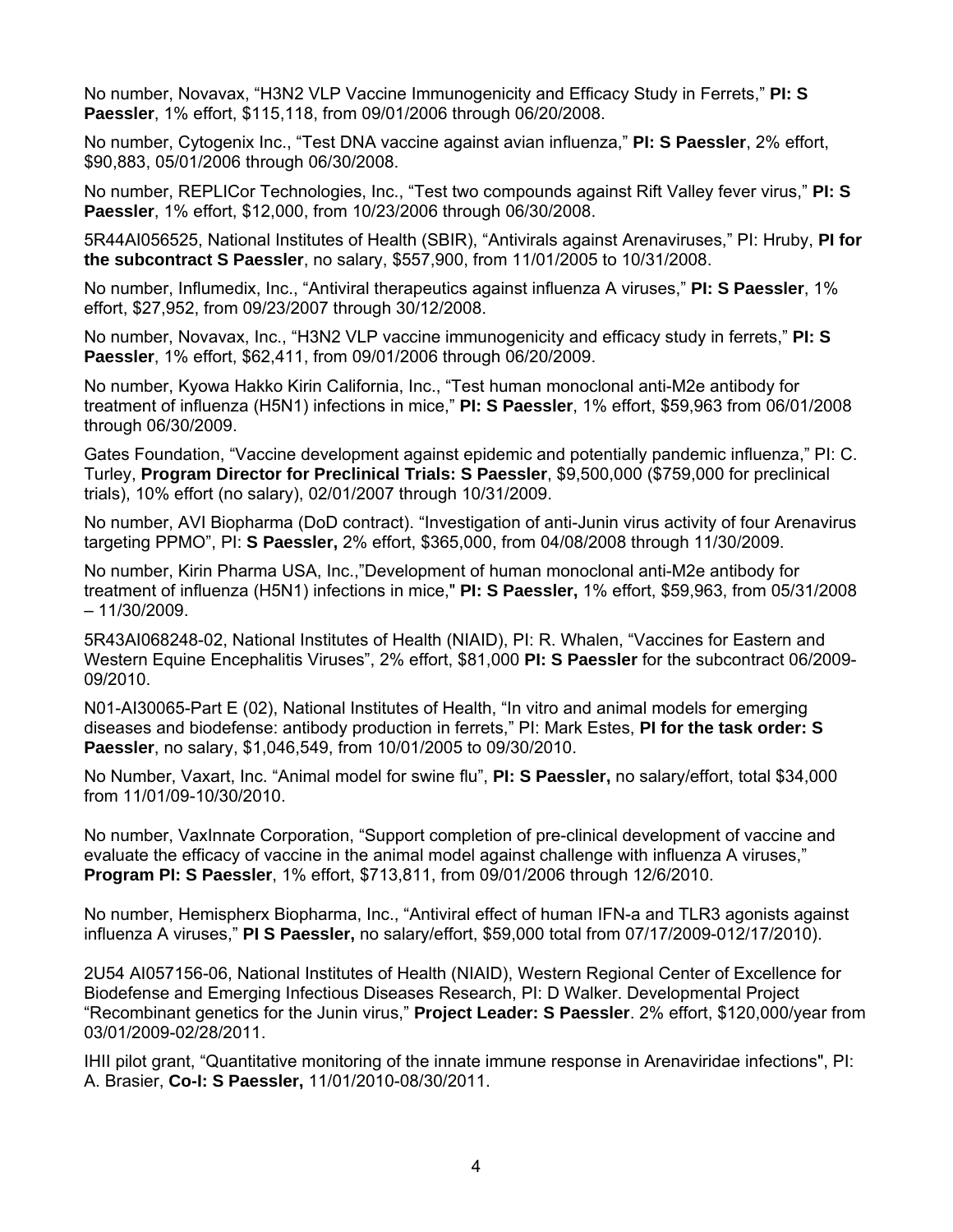No number, Novavax, "H3N2 VLP Vaccine Immunogenicity and Efficacy Study in Ferrets," **PI: S Paessler**, 1% effort, $115,118, from 09/01/2006 through 06/20/2008.

No number, Cytogenix Inc., "Test DNA vaccine against avian influenza," **PI: S Paessler**, 2% effort, $90,883, 05/01/2006 through 06/30/2008.

No number, REPLICor Technologies, Inc., "Test two compounds against Rift Valley fever virus," **PI: S Paessler**, 1% effort, $12,000, from 10/23/2006 through 06/30/2008.

5R44AI056525, National Institutes of Health (SBIR), "Antivirals against Arenaviruses," PI: Hruby, **PI for the subcontract S Paessler**, no salary, $557,900, from 11/01/2005 to 10/31/2008.

No number, Influmedix, Inc., "Antiviral therapeutics against influenza A viruses," **PI: S Paessler**, 1% effort, $27,952, from 09/23/2007 through 30/12/2008.

No number, Novavax, Inc., "H3N2 VLP vaccine immunogenicity and efficacy study in ferrets," **PI: S Paessler**, 1% effort, $62,411, from 09/01/2006 through 06/20/2009.

No number, Kyowa Hakko Kirin California, Inc., "Test human monoclonal anti-M2e antibody for treatment of influenza (H5N1) infections in mice," **PI: S Paessler**, 1% effort, $59,963 from 06/01/2008 through 06/30/2009.

Gates Foundation, "Vaccine development against epidemic and potentially pandemic influenza," PI: C. Turley, **Program Director for Preclinical Trials: S Paessler**, $9,500,000 ($759,000 for preclinical trials), 10% effort (no salary), 02/01/2007 through 10/31/2009.

No number, AVI Biopharma (DoD contract). "Investigation of anti-Junin virus activity of four Arenavirus targeting PPMO", PI: **S Paessler,** 2% effort, $365,000, from 04/08/2008 through 11/30/2009.

No number, Kirin Pharma USA, Inc.,"Development of human monoclonal anti-M2e antibody for treatment of influenza (H5N1) infections in mice," **PI: S Paessler,** 1% effort, $59,963, from 05/31/2008 – 11/30/2009.

5R43AI068248-02, National Institutes of Health (NIAID), PI: R. Whalen, "Vaccines for Eastern and Western Equine Encephalitis Viruses", 2% effort, $81,000 **PI: S Paessler** for the subcontract 06/2009-09/2010.

N01-AI30065-Part E (02), National Institutes of Health, "In vitro and animal models for emerging diseases and biodefense: antibody production in ferrets," PI: Mark Estes, **PI for the task order: S Paessler**, no salary, $1,046,549, from 10/01/2005 to 09/30/2010.

No Number, Vaxart, Inc. "Animal model for swine flu", **PI: S Paessler,** no salary/effort, total $34,000 from 11/01/09-10/30/2010.

No number, VaxInnate Corporation, "Support completion of pre-clinical development of vaccine and evaluate the efficacy of vaccine in the animal model against challenge with influenza A viruses," **Program PI: S Paessler**, 1% effort, $713,811, from 09/01/2006 through 12/6/2010.

No number, Hemispherx Biopharma, Inc., "Antiviral effect of human IFN-a and TLR3 agonists against influenza A viruses," **PI S Paessler,** no salary/effort, $59,000 total from 07/17/2009-012/17/2010).

2U54 AI057156-06, National Institutes of Health (NIAID), Western Regional Center of Excellence for Biodefense and Emerging Infectious Diseases Research, PI: D Walker. Developmental Project "Recombinant genetics for the Junin virus," **Project Leader: S Paessler**. 2% effort, $120,000/year from 03/01/2009-02/28/2011.

IHII pilot grant, "Quantitative monitoring of the innate immune response in Arenaviridae infections", PI: A. Brasier, **Co-I: S Paessler,** 11/01/2010-08/30/2011.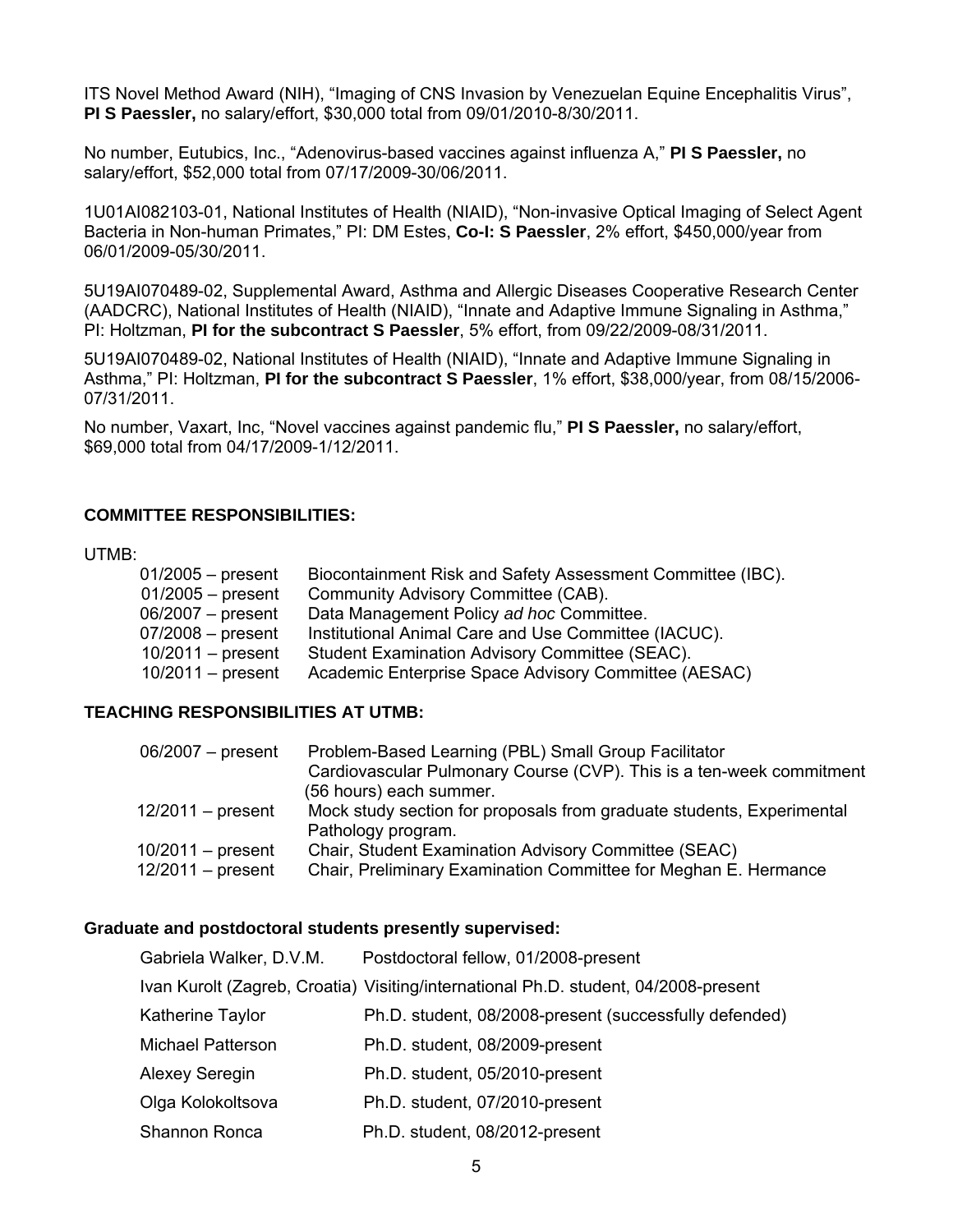ITS Novel Method Award (NIH), "Imaging of CNS Invasion by Venezuelan Equine Encephalitis Virus", **PI S Paessler,** no salary/effort, $30,000 total from 09/01/2010-8/30/2011.

No number, Eutubics, Inc., "Adenovirus-based vaccines against influenza A," **PI S Paessler,** no salary/effort, $52,000 total from 07/17/2009-30/06/2011.

1U01AI082103-01, National Institutes of Health (NIAID), "Non-invasive Optical Imaging of Select Agent Bacteria in Non-human Primates," PI: DM Estes, **Co-I: S Paessler**, 2% effort, $450,000/year from 06/01/2009-05/30/2011.

5U19AI070489-02, Supplemental Award, Asthma and Allergic Diseases Cooperative Research Center (AADCRC), National Institutes of Health (NIAID), "Innate and Adaptive Immune Signaling in Asthma," PI: Holtzman, **PI for the subcontract S Paessler**, 5% effort, from 09/22/2009-08/31/2011.

5U19AI070489-02, National Institutes of Health (NIAID), "Innate and Adaptive Immune Signaling in Asthma," PI: Holtzman, **PI for the subcontract S Paessler**, 1% effort, $38,000/year, from 08/15/2006-07/31/2011.

No number, Vaxart, Inc, "Novel vaccines against pandemic flu," **PI S Paessler,** no salary/effort, $69,000 total from 04/17/2009-1/12/2011.

**COMMITTEE RESPONSIBILITIES:**

UTMB:

| | |
|---|---|
| 01/2005 – present | Biocontainment Risk and Safety Assessment Committee (IBC). |
| 01/2005 – present | Community Advisory Committee (CAB). |
| 06/2007 – present | Data Management Policy *ad hoc* Committee. |
| 07/2008 – present | Institutional Animal Care and Use Committee (IACUC). |
| 10/2011 – present | Student Examination Advisory Committee (SEAC). |
| 10/2011 – present | Academic Enterprise Space Advisory Committee (AESAC) |

**TEACHING RESPONSIBILITIES AT UTMB:**

| | |
|---|---|
| 06/2007 – present | Problem-Based Learning (PBL) Small Group Facilitator Cardiovascular Pulmonary Course (CVP). This is a ten-week commitment (56 hours) each summer. |
| 12/2011 – present | Mock study section for proposals from graduate students, Experimental Pathology program. |
| 10/2011 – present | Chair, Student Examination Advisory Committee (SEAC) |
| 12/2011 – present | Chair, Preliminary Examination Committee for Meghan E. Hermance |

**Graduate and postdoctoral students presently supervised:**

| | |
|---|---|
| Gabriela Walker, D.V.M. | Postdoctoral fellow, 01/2008-present |
| Ivan Kurolt (Zagreb, Croatia) | Visiting/international Ph.D. student, 04/2008-present |
| Katherine Taylor | Ph.D. student, 08/2008-present (successfully defended) |
| Michael Patterson | Ph.D. student, 08/2009-present |
| Alexey Seregin | Ph.D. student, 05/2010-present |
| Olga Kolokoltsova | Ph.D. student, 07/2010-present |
| Shannon Ronca | Ph.D. student, 08/2012-present |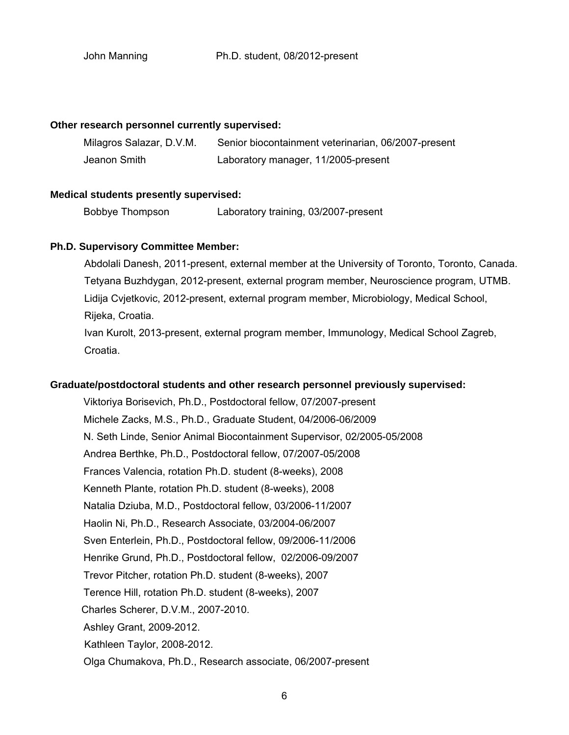John Manning Ph.D. student, 08/2012-present

**Other research personnel currently supervised:**

Milagros Salazar, D.V.M. Senior biocontainment veterinarian, 06/2007-present

Jeanon Smith Laboratory manager, 11/2005-present

**Medical students presently supervised:**

Bobbye Thompson Laboratory training, 03/2007-present

**Ph.D. Supervisory Committee Member:**

Abdolali Danesh, 2011-present, external member at the University of Toronto, Toronto, Canada.

Tetyana Buzhdygan, 2012-present, external program member, Neuroscience program, UTMB.

Lidija Cvjetkovic, 2012-present, external program member, Microbiology, Medical School, Rijeka, Croatia.

Ivan Kurolt, 2013-present, external program member, Immunology, Medical School Zagreb, Croatia.

**Graduate/postdoctoral students and other research personnel previously supervised:**

Viktoriya Borisevich, Ph.D., Postdoctoral fellow, 07/2007-present

Michele Zacks, M.S., Ph.D., Graduate Student, 04/2006-06/2009

N. Seth Linde, Senior Animal Biocontainment Supervisor, 02/2005-05/2008

Andrea Berthke, Ph.D., Postdoctoral fellow, 07/2007-05/2008

Frances Valencia, rotation Ph.D. student (8-weeks), 2008

Kenneth Plante, rotation Ph.D. student (8-weeks), 2008

Natalia Dziuba, M.D., Postdoctoral fellow, 03/2006-11/2007

Haolin Ni, Ph.D., Research Associate, 03/2004-06/2007

Sven Enterlein, Ph.D., Postdoctoral fellow, 09/2006-11/2006

Henrike Grund, Ph.D., Postdoctoral fellow, 02/2006-09/2007

Trevor Pitcher, rotation Ph.D. student (8-weeks), 2007

Terence Hill, rotation Ph.D. student (8-weeks), 2007

Charles Scherer, D.V.M., 2007-2010.

Ashley Grant, 2009-2012.

Kathleen Taylor, 2008-2012.

Olga Chumakova, Ph.D., Research associate, 06/2007-present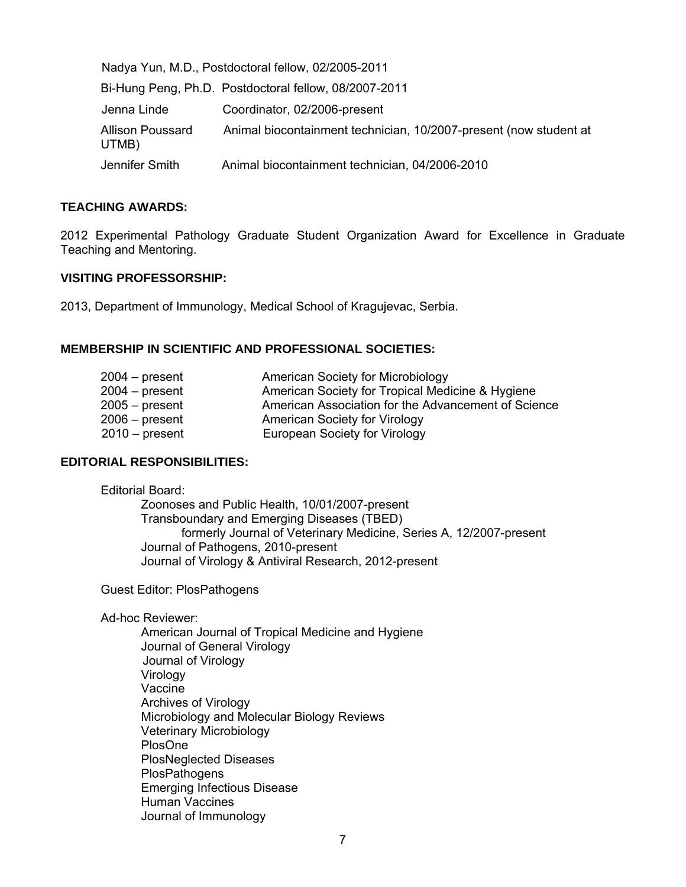| | |
|---|---|
| Nadya Yun, M.D., | Postdoctoral fellow, 02/2005-2011 |
| Bi-Hung Peng, Ph.D. | Postdoctoral fellow, 08/2007-2011 |
| Jenna Linde | Coordinator, 02/2006-present |
| Allison Poussard | Animal biocontainment technician, 10/2007-present (now student at UTMB) |
| Jennifer Smith | Animal biocontainment technician, 04/2006-2010 |

**TEACHING AWARDS:**

2012 Experimental Pathology Graduate Student Organization Award for Excellence in Graduate Teaching and Mentoring.

**VISITING PROFESSORSHIP:**

2013, Department of Immunology, Medical School of Kragujevac, Serbia.

**MEMBERSHIP IN SCIENTIFIC AND PROFESSIONAL SOCIETIES:**

| | |
|---|---|
| 2004 – present | American Society for Microbiology |
| 2004 – present | American Society for Tropical Medicine & Hygiene |
| 2005 – present | American Association for the Advancement of Science |
| 2006 – present | American Society for Virology |
| 2010 – present | European Society for Virology |

**EDITORIAL RESPONSIBILITIES:**

Editorial Board:
- Zoonoses and Public Health, 10/01/2007-present
- Transboundary and Emerging Diseases (TBED)
  - formerly Journal of Veterinary Medicine, Series A, 12/2007-present
- Journal of Pathogens, 2010-present
- Journal of Virology & Antiviral Research, 2012-present

Guest Editor: PlosPathogens

Ad-hoc Reviewer:
- American Journal of Tropical Medicine and Hygiene
- Journal of General Virology
- Journal of Virology
- Virology
- Vaccine
- Archives of Virology
- Microbiology and Molecular Biology Reviews
- Veterinary Microbiology
- PlosOne
- PlosNeglected Diseases
- PlosPathogens
- Emerging Infectious Disease
- Human Vaccines
- Journal of Immunology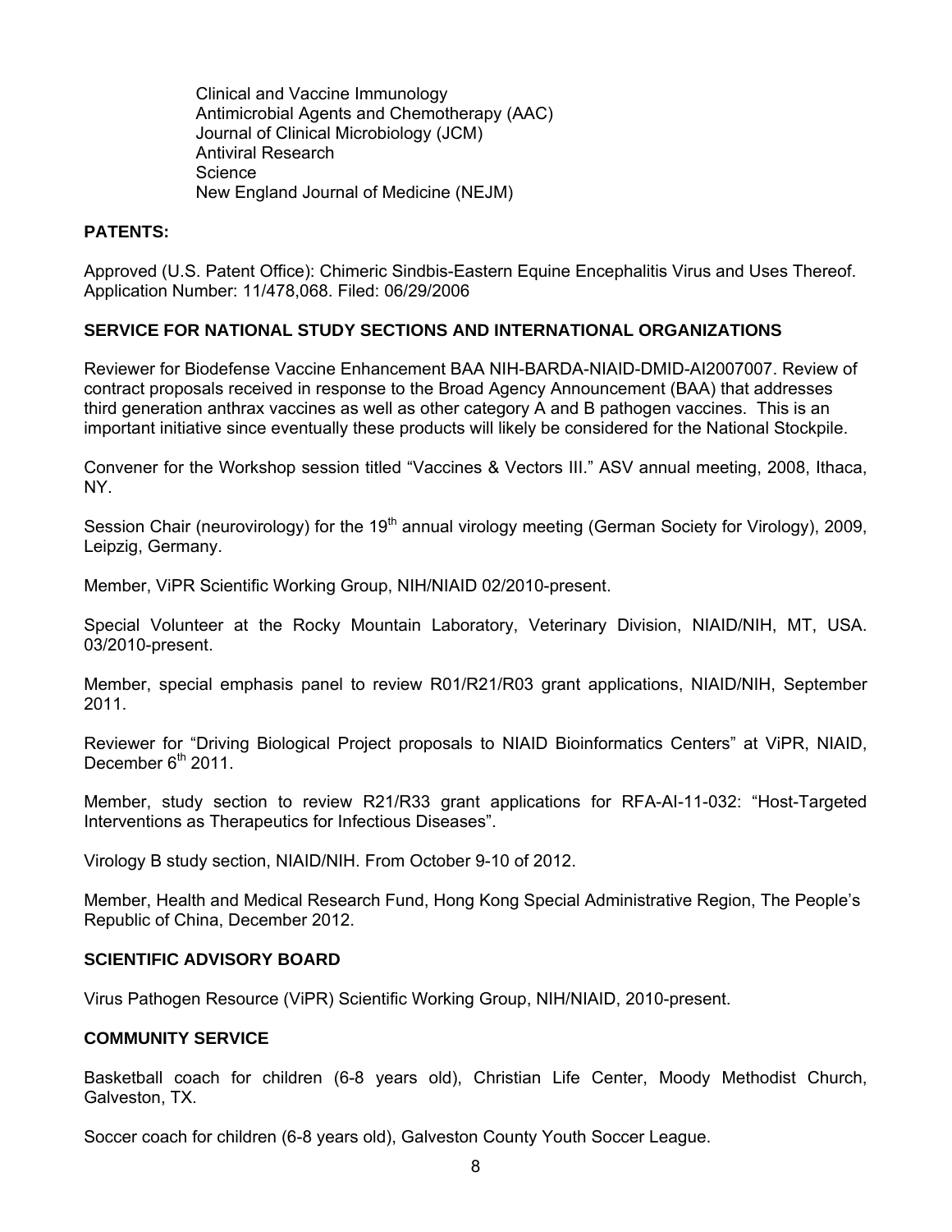Clinical and Vaccine Immunology
Antimicrobial Agents and Chemotherapy (AAC)
Journal of Clinical Microbiology (JCM)
Antiviral Research
Science
New England Journal of Medicine (NEJM)

**PATENTS:**

Approved (U.S. Patent Office): Chimeric Sindbis-Eastern Equine Encephalitis Virus and Uses Thereof. Application Number: 11/478,068. Filed: 06/29/2006

**SERVICE FOR NATIONAL STUDY SECTIONS AND INTERNATIONAL ORGANIZATIONS**

Reviewer for Biodefense Vaccine Enhancement BAA NIH-BARDA-NIAID-DMID-AI2007007. Review of contract proposals received in response to the Broad Agency Announcement (BAA) that addresses third generation anthrax vaccines as well as other category A and B pathogen vaccines. This is an important initiative since eventually these products will likely be considered for the National Stockpile.

Convener for the Workshop session titled "Vaccines & Vectors III." ASV annual meeting, 2008, Ithaca, NY.

Session Chair (neurovirology) for the 19th annual virology meeting (German Society for Virology), 2009, Leipzig, Germany.

Member, ViPR Scientific Working Group, NIH/NIAID 02/2010-present.

Special Volunteer at the Rocky Mountain Laboratory, Veterinary Division, NIAID/NIH, MT, USA. 03/2010-present.

Member, special emphasis panel to review R01/R21/R03 grant applications, NIAID/NIH, September 2011.

Reviewer for "Driving Biological Project proposals to NIAID Bioinformatics Centers" at ViPR, NIAID, December 6th 2011.

Member, study section to review R21/R33 grant applications for RFA-AI-11-032: "Host-Targeted Interventions as Therapeutics for Infectious Diseases".

Virology B study section, NIAID/NIH. From October 9-10 of 2012.

Member, Health and Medical Research Fund, Hong Kong Special Administrative Region, The People's Republic of China, December 2012.

**SCIENTIFIC ADVISORY BOARD**

Virus Pathogen Resource (ViPR) Scientific Working Group, NIH/NIAID, 2010-present.

**COMMUNITY SERVICE**

Basketball coach for children (6-8 years old), Christian Life Center, Moody Methodist Church, Galveston, TX.

Soccer coach for children (6-8 years old), Galveston County Youth Soccer League.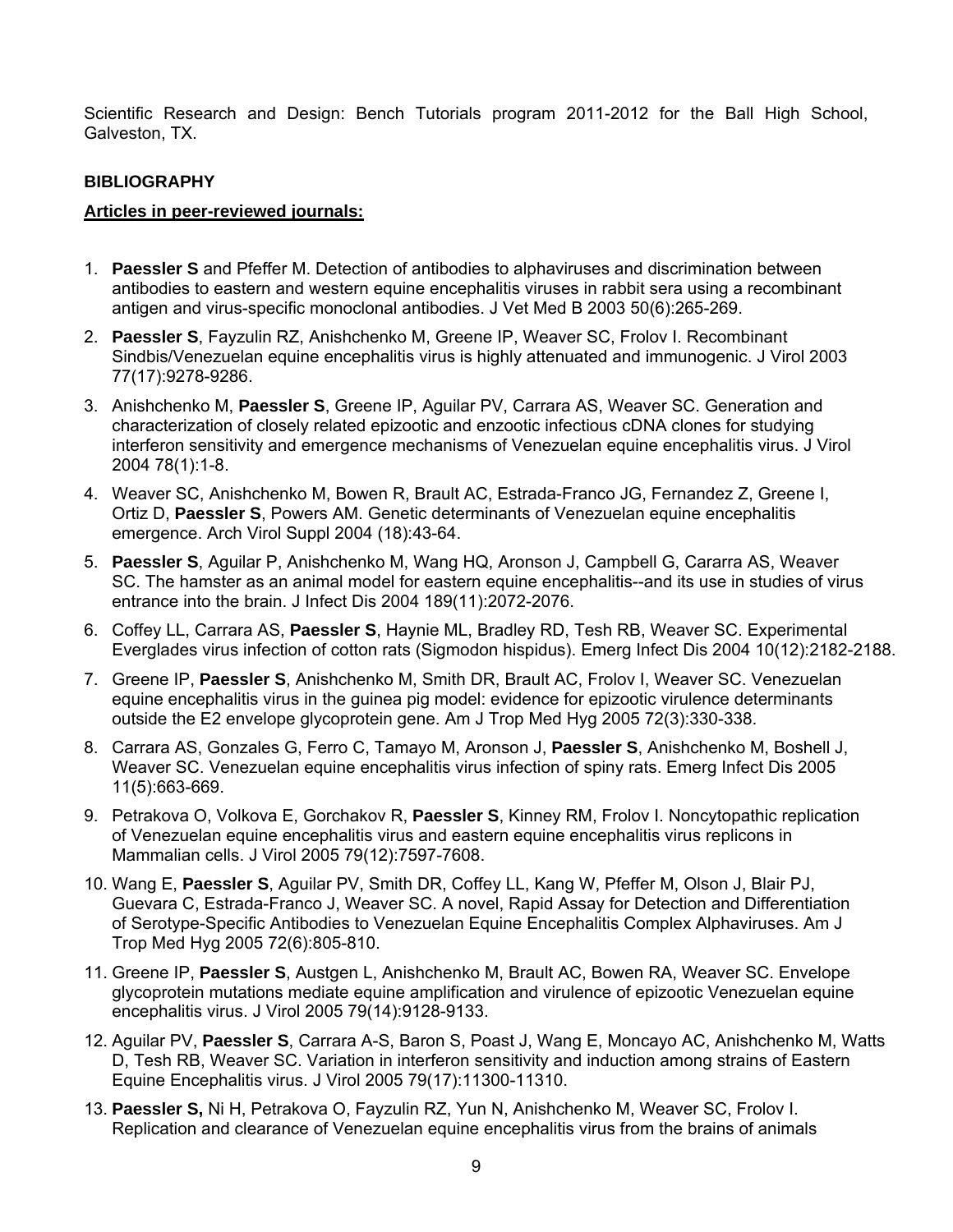Scientific Research and Design: Bench Tutorials program 2011-2012 for the Ball High School, Galveston, TX.

**BIBLIOGRAPHY**

**Articles in peer-reviewed journals:**

1. **Paessler S** and Pfeffer M. Detection of antibodies to alphaviruses and discrimination between antibodies to eastern and western equine encephalitis viruses in rabbit sera using a recombinant antigen and virus-specific monoclonal antibodies. J Vet Med B 2003 50(6):265-269.
2. **Paessler S**, Fayzulin RZ, Anishchenko M, Greene IP, Weaver SC, Frolov I. Recombinant Sindbis/Venezuelan equine encephalitis virus is highly attenuated and immunogenic. J Virol 2003 77(17):9278-9286.
3. Anishchenko M, **Paessler S**, Greene IP, Aguilar PV, Carrara AS, Weaver SC. Generation and characterization of closely related epizootic and enzootic infectious cDNA clones for studying interferon sensitivity and emergence mechanisms of Venezuelan equine encephalitis virus. J Virol 2004 78(1):1-8.
4. Weaver SC, Anishchenko M, Bowen R, Brault AC, Estrada-Franco JG, Fernandez Z, Greene I, Ortiz D, **Paessler S**, Powers AM. Genetic determinants of Venezuelan equine encephalitis emergence. Arch Virol Suppl 2004 (18):43-64.
5. **Paessler S**, Aguilar P, Anishchenko M, Wang HQ, Aronson J, Campbell G, Cararra AS, Weaver SC. The hamster as an animal model for eastern equine encephalitis--and its use in studies of virus entrance into the brain. J Infect Dis 2004 189(11):2072-2076.
6. Coffey LL, Carrara AS, **Paessler S**, Haynie ML, Bradley RD, Tesh RB, Weaver SC. Experimental Everglades virus infection of cotton rats (Sigmodon hispidus). Emerg Infect Dis 2004 10(12):2182-2188.
7. Greene IP, **Paessler S**, Anishchenko M, Smith DR, Brault AC, Frolov I, Weaver SC. Venezuelan equine encephalitis virus in the guinea pig model: evidence for epizootic virulence determinants outside the E2 envelope glycoprotein gene. Am J Trop Med Hyg 2005 72(3):330-338.
8. Carrara AS, Gonzales G, Ferro C, Tamayo M, Aronson J, **Paessler S**, Anishchenko M, Boshell J, Weaver SC. Venezuelan equine encephalitis virus infection of spiny rats. Emerg Infect Dis 2005 11(5):663-669.
9. Petrakova O, Volkova E, Gorchakov R, **Paessler S**, Kinney RM, Frolov I. Noncytopathic replication of Venezuelan equine encephalitis virus and eastern equine encephalitis virus replicons in Mammalian cells. J Virol 2005 79(12):7597-7608.
10. Wang E, **Paessler S**, Aguilar PV, Smith DR, Coffey LL, Kang W, Pfeffer M, Olson J, Blair PJ, Guevara C, Estrada-Franco J, Weaver SC. A novel, Rapid Assay for Detection and Differentiation of Serotype-Specific Antibodies to Venezuelan Equine Encephalitis Complex Alphaviruses. Am J Trop Med Hyg 2005 72(6):805-810.
11. Greene IP, **Paessler S**, Austgen L, Anishchenko M, Brault AC, Bowen RA, Weaver SC. Envelope glycoprotein mutations mediate equine amplification and virulence of epizootic Venezuelan equine encephalitis virus. J Virol 2005 79(14):9128-9133.
12. Aguilar PV, **Paessler S**, Carrara A-S, Baron S, Poast J, Wang E, Moncayo AC, Anishchenko M, Watts D, Tesh RB, Weaver SC. Variation in interferon sensitivity and induction among strains of Eastern Equine Encephalitis virus. J Virol 2005 79(17):11300-11310.
13. **Paessler S,** Ni H, Petrakova O, Fayzulin RZ, Yun N, Anishchenko M, Weaver SC, Frolov I. Replication and clearance of Venezuelan equine encephalitis virus from the brains of animals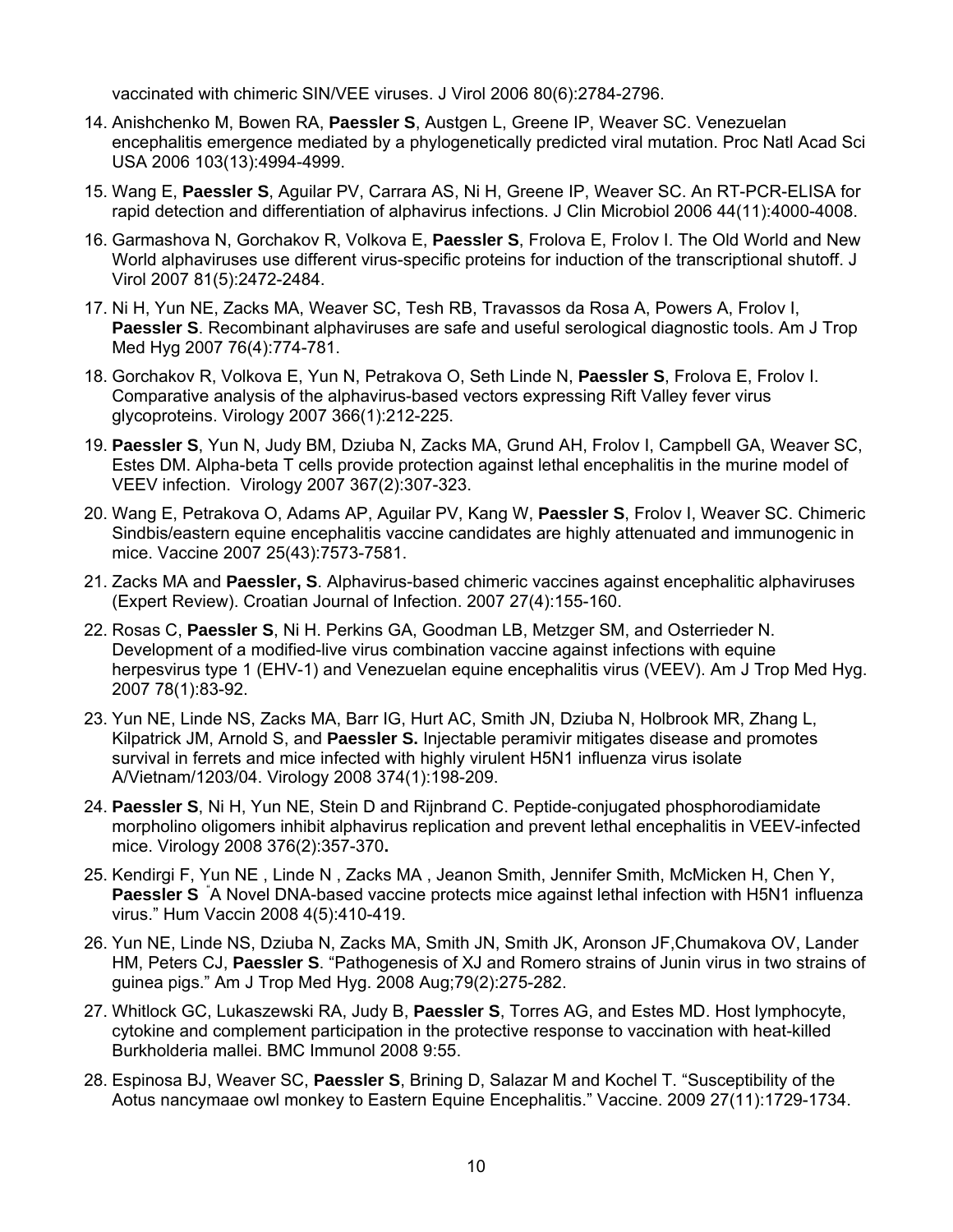vaccinated with chimeric SIN/VEE viruses. J Virol 2006 80(6):2784-2796.

14. Anishchenko M, Bowen RA, **Paessler S**, Austgen L, Greene IP, Weaver SC. Venezuelan encephalitis emergence mediated by a phylogenetically predicted viral mutation. Proc Natl Acad Sci USA 2006 103(13):4994-4999.
15. Wang E, **Paessler S**, Aguilar PV, Carrara AS, Ni H, Greene IP, Weaver SC. An RT-PCR-ELISA for rapid detection and differentiation of alphavirus infections. J Clin Microbiol 2006 44(11):4000-4008.
16. Garmashova N, Gorchakov R, Volkova E, **Paessler S**, Frolova E, Frolov I. The Old World and New World alphaviruses use different virus-specific proteins for induction of the transcriptional shutoff. J Virol 2007 81(5):2472-2484.
17. Ni H, Yun NE, Zacks MA, Weaver SC, Tesh RB, Travassos da Rosa A, Powers A, Frolov I, **Paessler S**. Recombinant alphaviruses are safe and useful serological diagnostic tools. Am J Trop Med Hyg 2007 76(4):774-781.
18. Gorchakov R, Volkova E, Yun N, Petrakova O, Seth Linde N, **Paessler S**, Frolova E, Frolov I. Comparative analysis of the alphavirus-based vectors expressing Rift Valley fever virus glycoproteins. Virology 2007 366(1):212-225.
19. **Paessler S**, Yun N, Judy BM, Dziuba N, Zacks MA, Grund AH, Frolov I, Campbell GA, Weaver SC, Estes DM. Alpha-beta T cells provide protection against lethal encephalitis in the murine model of VEEV infection. Virology 2007 367(2):307-323.
20. Wang E, Petrakova O, Adams AP, Aguilar PV, Kang W, **Paessler S**, Frolov I, Weaver SC. Chimeric Sindbis/eastern equine encephalitis vaccine candidates are highly attenuated and immunogenic in mice. Vaccine 2007 25(43):7573-7581.
21. Zacks MA and **Paessler, S**. Alphavirus-based chimeric vaccines against encephalitic alphaviruses (Expert Review). Croatian Journal of Infection. 2007 27(4):155-160.
22. Rosas C, **Paessler S**, Ni H. Perkins GA, Goodman LB, Metzger SM, and Osterrieder N. Development of a modified-live virus combination vaccine against infections with equine herpesvirus type 1 (EHV-1) and Venezuelan equine encephalitis virus (VEEV). Am J Trop Med Hyg. 2007 78(1):83-92.
23. Yun NE, Linde NS, Zacks MA, Barr IG, Hurt AC, Smith JN, Dziuba N, Holbrook MR, Zhang L, Kilpatrick JM, Arnold S, and **Paessler S.** Injectable peramivir mitigates disease and promotes survival in ferrets and mice infected with highly virulent H5N1 influenza virus isolate A/Vietnam/1203/04. Virology 2008 374(1):198-209.
24. **Paessler S**, Ni H, Yun NE, Stein D and Rijnbrand C. Peptide-conjugated phosphorodiamidate morpholino oligomers inhibit alphavirus replication and prevent lethal encephalitis in VEEV-infected mice. Virology 2008 376(2):357-370**.**
25. Kendirgi F, Yun NE , Linde N , Zacks MA , Jeanon Smith, Jennifer Smith, McMicken H, Chen Y, **Paessler S** "A Novel DNA-based vaccine protects mice against lethal infection with H5N1 influenza virus." Hum Vaccin 2008 4(5):410-419.
26. Yun NE, Linde NS, Dziuba N, Zacks MA, Smith JN, Smith JK, Aronson JF,Chumakova OV, Lander HM, Peters CJ, **Paessler S**. "Pathogenesis of XJ and Romero strains of Junin virus in two strains of guinea pigs." Am J Trop Med Hyg. 2008 Aug;79(2):275-282.
27. Whitlock GC, Lukaszewski RA, Judy B, **Paessler S**, Torres AG, and Estes MD. Host lymphocyte, cytokine and complement participation in the protective response to vaccination with heat-killed Burkholderia mallei. BMC Immunol 2008 9:55.
28. Espinosa BJ, Weaver SC, **Paessler S**, Brining D, Salazar M and Kochel T. "Susceptibility of the Aotus nancymaae owl monkey to Eastern Equine Encephalitis." Vaccine. 2009 27(11):1729-1734.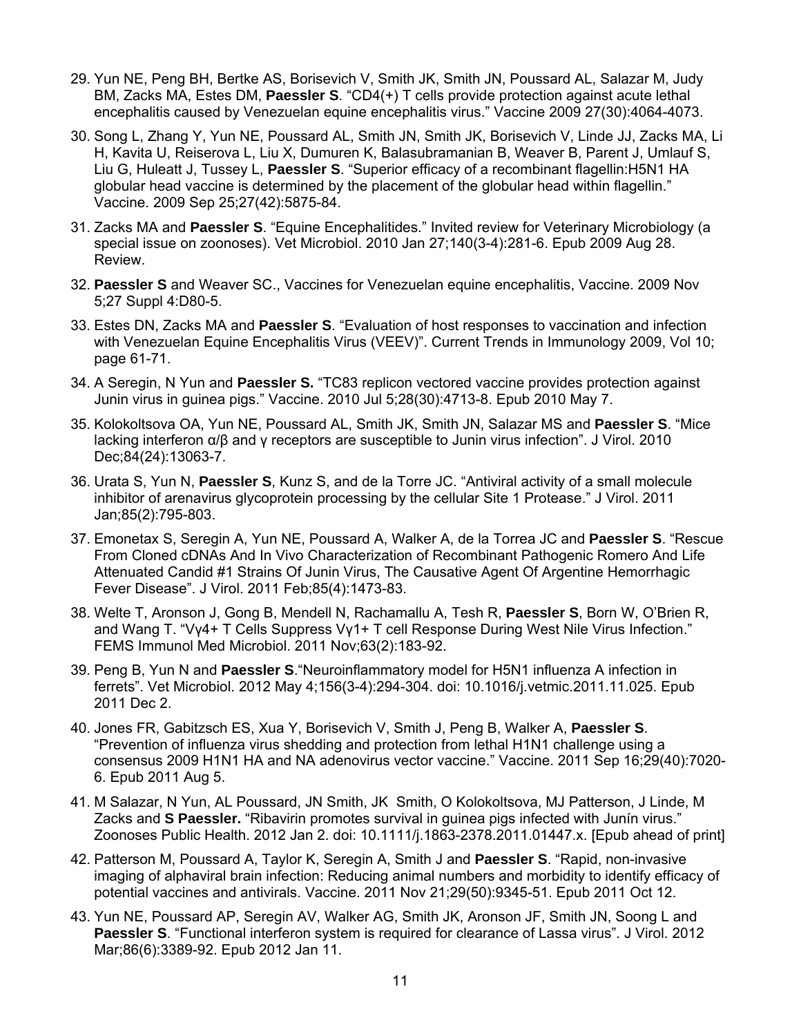29. Yun NE, Peng BH, Bertke AS, Borisevich V, Smith JK, Smith JN, Poussard AL, Salazar M, Judy BM, Zacks MA, Estes DM, **Paessler S**. “CD4(+) T cells provide protection against acute lethal encephalitis caused by Venezuelan equine encephalitis virus.” Vaccine 2009 27(30):4064-4073.

30. Song L, Zhang Y, Yun NE, Poussard AL, Smith JN, Smith JK, Borisevich V, Linde JJ, Zacks MA, Li H, Kavita U, Reiserova L, Liu X, Dumuren K, Balasubramanian B, Weaver B, Parent J, Umlauf S, Liu G, Huleatt J, Tussey L, **Paessler S**. “Superior efficacy of a recombinant flagellin:H5N1 HA globular head vaccine is determined by the placement of the globular head within flagellin.” Vaccine. 2009 Sep 25;27(42):5875-84.

31. Zacks MA and **Paessler S**. “Equine Encephalitides.” Invited review for Veterinary Microbiology (a special issue on zoonoses). Vet Microbiol. 2010 Jan 27;140(3-4):281-6. Epub 2009 Aug 28. Review.

32. **Paessler S** and Weaver SC., Vaccines for Venezuelan equine encephalitis, Vaccine. 2009 Nov 5;27 Suppl 4:D80-5.

33. Estes DN, Zacks MA and **Paessler S**. “Evaluation of host responses to vaccination and infection with Venezuelan Equine Encephalitis Virus (VEEV)”. Current Trends in Immunology 2009, Vol 10; page 61-71.

34. A Seregin, N Yun and **Paessler S.** “TC83 replicon vectored vaccine provides protection against Junin virus in guinea pigs.” Vaccine. 2010 Jul 5;28(30):4713-8. Epub 2010 May 7.

35. Kolokoltsova OA, Yun NE, Poussard AL, Smith JK, Smith JN, Salazar MS and **Paessler S**. “Mice lacking interferon α/β and γ receptors are susceptible to Junin virus infection”. J Virol. 2010 Dec;84(24):13063-7.

36. Urata S, Yun N, **Paessler S**, Kunz S, and de la Torre JC. “Antiviral activity of a small molecule inhibitor of arenavirus glycoprotein processing by the cellular Site 1 Protease.” J Virol. 2011 Jan;85(2):795-803.

37. Emonetax S, Seregin A, Yun NE, Poussard A, Walker A, de la Torrea JC and **Paessler S**. “Rescue From Cloned cDNAs And In Vivo Characterization of Recombinant Pathogenic Romero And Life Attenuated Candid #1 Strains Of Junin Virus, The Causative Agent Of Argentine Hemorrhagic Fever Disease”. J Virol. 2011 Feb;85(4):1473-83.

38. Welte T, Aronson J, Gong B, Mendell N, Rachamallu A, Tesh R, **Paessler S**, Born W, O’Brien R, and Wang T. “Vγ4+ T Cells Suppress Vγ1+ T cell Response During West Nile Virus Infection.” FEMS Immunol Med Microbiol. 2011 Nov;63(2):183-92.

39. Peng B, Yun N and **Paessler S**.“Neuroinflammatory model for H5N1 influenza A infection in ferrets”. Vet Microbiol. 2012 May 4;156(3-4):294-304. doi: 10.1016/j.vetmic.2011.11.025. Epub 2011 Dec 2.

40. Jones FR, Gabitzsch ES, Xua Y, Borisevich V, Smith J, Peng B, Walker A, **Paessler S**. “Prevention of influenza virus shedding and protection from lethal H1N1 challenge using a consensus 2009 H1N1 HA and NA adenovirus vector vaccine.” Vaccine. 2011 Sep 16;29(40):7020-6. Epub 2011 Aug 5.

41. M Salazar, N Yun, AL Poussard, JN Smith, JK Smith, O Kolokoltsova, MJ Patterson, J Linde, M Zacks and **S Paessler.** “Ribavirin promotes survival in guinea pigs infected with Junín virus.” Zoonoses Public Health. 2012 Jan 2. doi: 10.1111/j.1863-2378.2011.01447.x. [Epub ahead of print]

42. Patterson M, Poussard A, Taylor K, Seregin A, Smith J and **Paessler S**. “Rapid, non-invasive imaging of alphaviral brain infection: Reducing animal numbers and morbidity to identify efficacy of potential vaccines and antivirals. Vaccine. 2011 Nov 21;29(50):9345-51. Epub 2011 Oct 12.

43. Yun NE, Poussard AP, Seregin AV, Walker AG, Smith JK, Aronson JF, Smith JN, Soong L and **Paessler S**. “Functional interferon system is required for clearance of Lassa virus”. J Virol. 2012 Mar;86(6):3389-92. Epub 2012 Jan 11.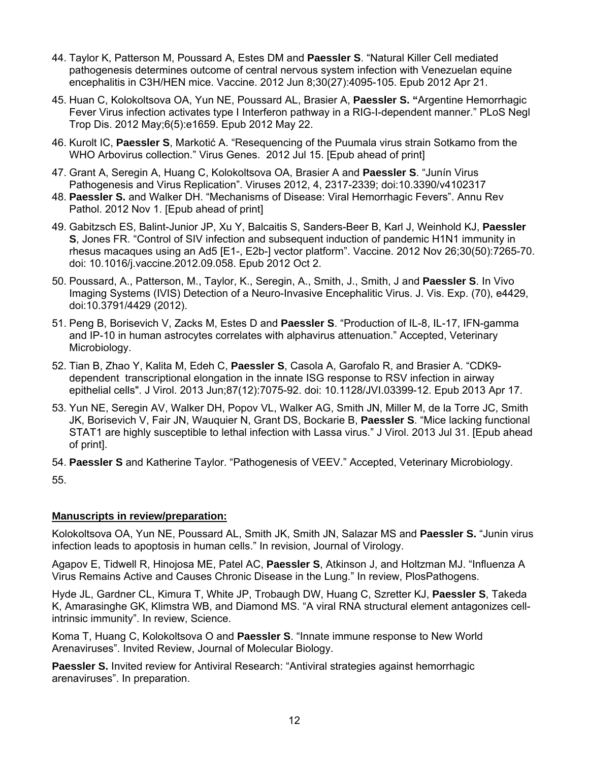44. Taylor K, Patterson M, Poussard A, Estes DM and **Paessler S**. "Natural Killer Cell mediated pathogenesis determines outcome of central nervous system infection with Venezuelan equine encephalitis in C3H/HEN mice. Vaccine. 2012 Jun 8;30(27):4095-105. Epub 2012 Apr 21.

45. Huan C, Kolokoltsova OA, Yun NE, Poussard AL, Brasier A, **Paessler S. "**Argentine Hemorrhagic Fever Virus infection activates type I Interferon pathway in a RIG-I-dependent manner." PLoS Negl Trop Dis. 2012 May;6(5):e1659. Epub 2012 May 22.

46. Kurolt IC, **Paessler S**, Markotić A. "Resequencing of the Puumala virus strain Sotkamo from the WHO Arbovirus collection." Virus Genes. 2012 Jul 15. [Epub ahead of print]

47. Grant A, Seregin A, Huang C, Kolokoltsova OA, Brasier A and **Paessler S**. "Junín Virus Pathogenesis and Virus Replication". Viruses 2012, 4, 2317-2339; doi:10.3390/v4102317

48. **Paessler S.** and Walker DH. "Mechanisms of Disease: Viral Hemorrhagic Fevers". Annu Rev Pathol. 2012 Nov 1. [Epub ahead of print]

49. Gabitzsch ES, Balint-Junior JP, Xu Y, Balcaitis S, Sanders-Beer B, Karl J, Weinhold KJ, **Paessler S**, Jones FR. "Control of SIV infection and subsequent induction of pandemic H1N1 immunity in rhesus macaques using an Ad5 [E1-, E2b-] vector platform". Vaccine. 2012 Nov 26;30(50):7265-70. doi: 10.1016/j.vaccine.2012.09.058. Epub 2012 Oct 2.

50. Poussard, A., Patterson, M., Taylor, K., Seregin, A., Smith, J., Smith, J and **Paessler S**. In Vivo Imaging Systems (IVIS) Detection of a Neuro-Invasive Encephalitic Virus. J. Vis. Exp. (70), e4429, doi:10.3791/4429 (2012).

51. Peng B, Borisevich V, Zacks M, Estes D and **Paessler S**. "Production of IL-8, IL-17, IFN-gamma and IP-10 in human astrocytes correlates with alphavirus attenuation." Accepted, Veterinary Microbiology.

52. Tian B, Zhao Y, Kalita M, Edeh C, **Paessler S**, Casola A, Garofalo R, and Brasier A. "CDK9-dependent transcriptional elongation in the innate ISG response to RSV infection in airway epithelial cells". J Virol. 2013 Jun;87(12):7075-92. doi: 10.1128/JVI.03399-12. Epub 2013 Apr 17.

53. Yun NE, Seregin AV, Walker DH, Popov VL, Walker AG, Smith JN, Miller M, de la Torre JC, Smith JK, Borisevich V, Fair JN, Wauquier N, Grant DS, Bockarie B, **Paessler S**. "Mice lacking functional STAT1 are highly susceptible to lethal infection with Lassa virus." J Virol. 2013 Jul 31. [Epub ahead of print].

54. **Paessler S** and Katherine Taylor. "Pathogenesis of VEEV." Accepted, Veterinary Microbiology.

55.

**Manuscripts in review/preparation:**

Kolokoltsova OA, Yun NE, Poussard AL, Smith JK, Smith JN, Salazar MS and **Paessler S.** "Junin virus infection leads to apoptosis in human cells." In revision, Journal of Virology.

Agapov E, Tidwell R, Hinojosa ME, Patel AC, **Paessler S**, Atkinson J, and Holtzman MJ. "Influenza A Virus Remains Active and Causes Chronic Disease in the Lung." In review, PlosPathogens.

Hyde JL, Gardner CL, Kimura T, White JP, Trobaugh DW, Huang C, Szretter KJ, **Paessler S**, Takeda K, Amarasinghe GK, Klimstra WB, and Diamond MS. "A viral RNA structural element antagonizes cell-intrinsic immunity". In review, Science.

Koma T, Huang C, Kolokoltsova O and **Paessler S**. "Innate immune response to New World Arenaviruses". Invited Review, Journal of Molecular Biology.

**Paessler S.** Invited review for Antiviral Research: "Antiviral strategies against hemorrhagic arenaviruses". In preparation.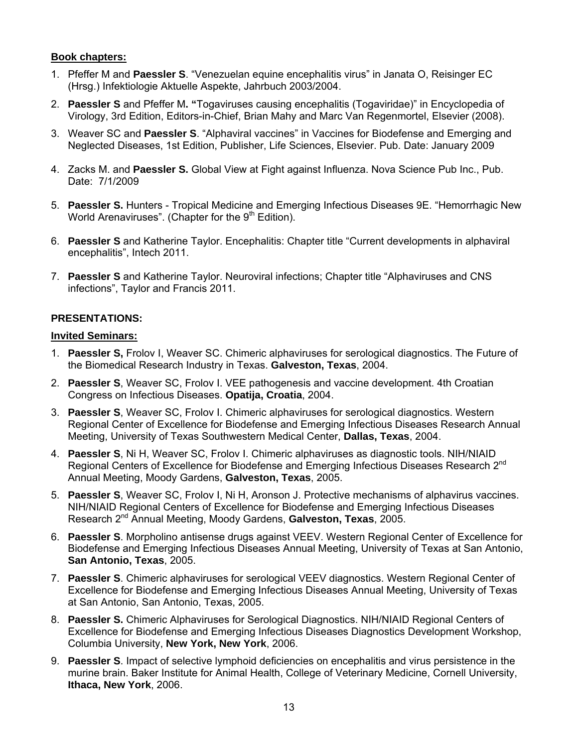**Book chapters:**

1. Pfeffer M and **Paessler S**. "Venezuelan equine encephalitis virus" in Janata O, Reisinger EC (Hrsg.) Infektiologie Aktuelle Aspekte, Jahrbuch 2003/2004.
2. **Paessler S** and Pfeffer M**. "**Togaviruses causing encephalitis (Togaviridae)" in Encyclopedia of Virology, 3rd Edition, Editors-in-Chief, Brian Mahy and Marc Van Regenmortel, Elsevier (2008).
3. Weaver SC and **Paessler S**. "Alphaviral vaccines" in Vaccines for Biodefense and Emerging and Neglected Diseases, 1st Edition, Publisher, Life Sciences, Elsevier. Pub. Date: January 2009
4. Zacks M. and **Paessler S.** Global View at Fight against Influenza. Nova Science Pub Inc., Pub. Date: 7/1/2009
5. **Paessler S.** Hunters - Tropical Medicine and Emerging Infectious Diseases 9E. "Hemorrhagic New World Arenaviruses". (Chapter for the 9th Edition).
6. **Paessler S** and Katherine Taylor. Encephalitis: Chapter title "Current developments in alphaviral encephalitis", Intech 2011.
7. **Paessler S** and Katherine Taylor. Neuroviral infections; Chapter title "Alphaviruses and CNS infections", Taylor and Francis 2011.

**PRESENTATIONS:**

**Invited Seminars:**

1. **Paessler S,** Frolov I, Weaver SC. Chimeric alphaviruses for serological diagnostics. The Future of the Biomedical Research Industry in Texas. **Galveston, Texas**, 2004.
2. **Paessler S**, Weaver SC, Frolov I. VEE pathogenesis and vaccine development. 4th Croatian Congress on Infectious Diseases. **Opatija, Croatia**, 2004.
3. **Paessler S**, Weaver SC, Frolov I. Chimeric alphaviruses for serological diagnostics. Western Regional Center of Excellence for Biodefense and Emerging Infectious Diseases Research Annual Meeting, University of Texas Southwestern Medical Center, **Dallas, Texas**, 2004.
4. **Paessler S**, Ni H, Weaver SC, Frolov I. Chimeric alphaviruses as diagnostic tools. NIH/NIAID Regional Centers of Excellence for Biodefense and Emerging Infectious Diseases Research 2nd Annual Meeting, Moody Gardens, **Galveston, Texas**, 2005.
5. **Paessler S**, Weaver SC, Frolov I, Ni H, Aronson J. Protective mechanisms of alphavirus vaccines. NIH/NIAID Regional Centers of Excellence for Biodefense and Emerging Infectious Diseases Research 2nd Annual Meeting, Moody Gardens, **Galveston, Texas**, 2005.
6. **Paessler S**. Morpholino antisense drugs against VEEV. Western Regional Center of Excellence for Biodefense and Emerging Infectious Diseases Annual Meeting, University of Texas at San Antonio, **San Antonio, Texas**, 2005.
7. **Paessler S**. Chimeric alphaviruses for serological VEEV diagnostics. Western Regional Center of Excellence for Biodefense and Emerging Infectious Diseases Annual Meeting, University of Texas at San Antonio, San Antonio, Texas, 2005.
8. **Paessler S.** Chimeric Alphaviruses for Serological Diagnostics. NIH/NIAID Regional Centers of Excellence for Biodefense and Emerging Infectious Diseases Diagnostics Development Workshop, Columbia University, **New York, New York**, 2006.
9. **Paessler S**. Impact of selective lymphoid deficiencies on encephalitis and virus persistence in the murine brain. Baker Institute for Animal Health, College of Veterinary Medicine, Cornell University, **Ithaca, New York**, 2006.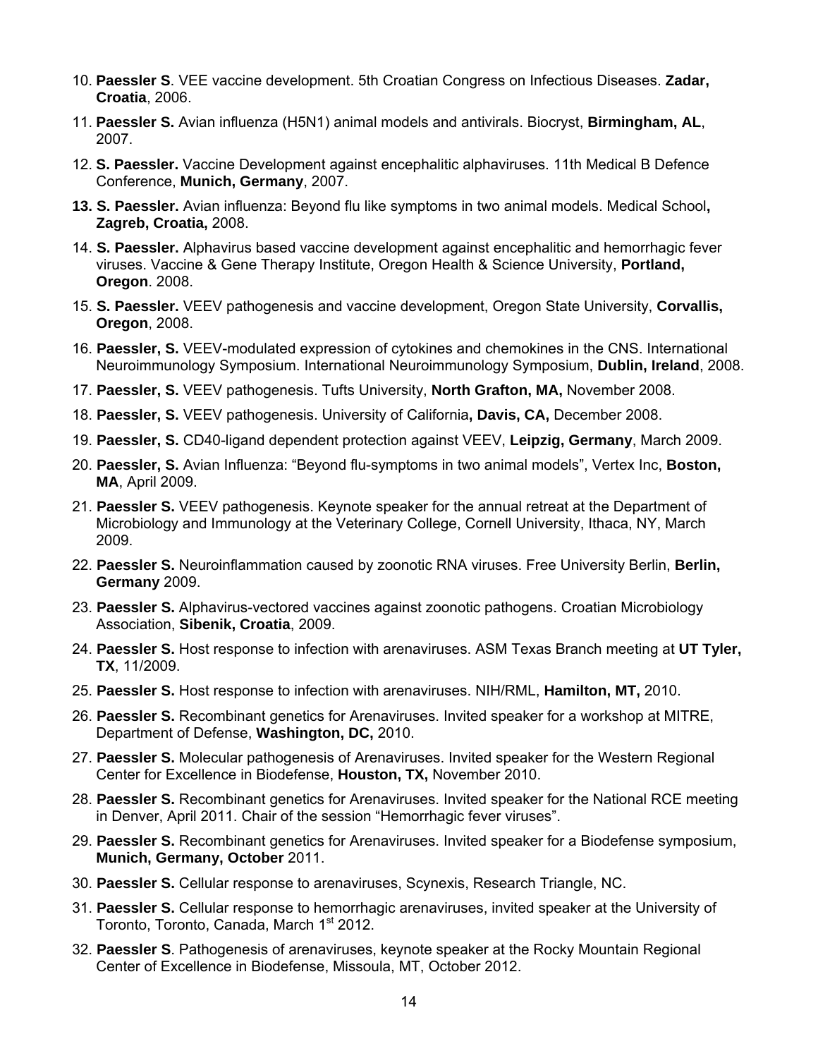10. **Paessler S**. VEE vaccine development. 5th Croatian Congress on Infectious Diseases. **Zadar, Croatia**, 2006.
11. **Paessler S.** Avian influenza (H5N1) animal models and antivirals. Biocryst, **Birmingham, AL**, 2007.
12. **S. Paessler.** Vaccine Development against encephalitic alphaviruses. 11th Medical B Defence Conference, **Munich, Germany**, 2007.
13. **S. Paessler.** Avian influenza: Beyond flu like symptoms in two animal models. Medical School**, Zagreb, Croatia,** 2008.
14. **S. Paessler.** Alphavirus based vaccine development against encephalitic and hemorrhagic fever viruses. Vaccine & Gene Therapy Institute, Oregon Health & Science University, **Portland, Oregon**. 2008.
15. **S. Paessler.** VEEV pathogenesis and vaccine development, Oregon State University, **Corvallis, Oregon**, 2008.
16. **Paessler, S.** VEEV-modulated expression of cytokines and chemokines in the CNS. International Neuroimmunology Symposium. International Neuroimmunology Symposium, **Dublin, Ireland**, 2008.
17. **Paessler, S.** VEEV pathogenesis. Tufts University, **North Grafton, MA,** November 2008.
18. **Paessler, S.** VEEV pathogenesis. University of California**, Davis, CA,** December 2008.
19. **Paessler, S.** CD40-ligand dependent protection against VEEV, **Leipzig, Germany**, March 2009.
20. **Paessler, S.** Avian Influenza: "Beyond flu-symptoms in two animal models", Vertex Inc, **Boston, MA**, April 2009.
21. **Paessler S.** VEEV pathogenesis. Keynote speaker for the annual retreat at the Department of Microbiology and Immunology at the Veterinary College, Cornell University, Ithaca, NY, March 2009.
22. **Paessler S.** Neuroinflammation caused by zoonotic RNA viruses. Free University Berlin, **Berlin, Germany** 2009.
23. **Paessler S.** Alphavirus-vectored vaccines against zoonotic pathogens. Croatian Microbiology Association, **Sibenik, Croatia**, 2009.
24. **Paessler S.** Host response to infection with arenaviruses. ASM Texas Branch meeting at **UT Tyler, TX**, 11/2009.
25. **Paessler S.** Host response to infection with arenaviruses. NIH/RML, **Hamilton, MT,** 2010.
26. **Paessler S.** Recombinant genetics for Arenaviruses. Invited speaker for a workshop at MITRE, Department of Defense, **Washington, DC,** 2010.
27. **Paessler S.** Molecular pathogenesis of Arenaviruses. Invited speaker for the Western Regional Center for Excellence in Biodefense, **Houston, TX,** November 2010.
28. **Paessler S.** Recombinant genetics for Arenaviruses. Invited speaker for the National RCE meeting in Denver, April 2011. Chair of the session "Hemorrhagic fever viruses".
29. **Paessler S.** Recombinant genetics for Arenaviruses. Invited speaker for a Biodefense symposium, **Munich, Germany, October** 2011.
30. **Paessler S.** Cellular response to arenaviruses, Scynexis, Research Triangle, NC.
31. **Paessler S.** Cellular response to hemorrhagic arenaviruses, invited speaker at the University of Toronto, Toronto, Canada, March 1st 2012.
32. **Paessler S**. Pathogenesis of arenaviruses, keynote speaker at the Rocky Mountain Regional Center of Excellence in Biodefense, Missoula, MT, October 2012.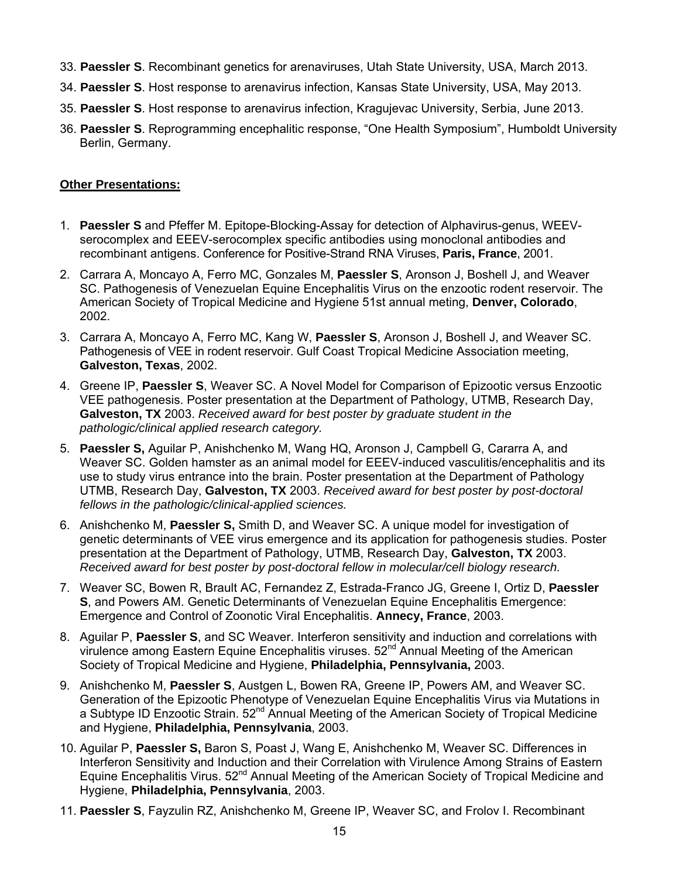33. **Paessler S**. Recombinant genetics for arenaviruses, Utah State University, USA, March 2013.
34. **Paessler S**. Host response to arenavirus infection, Kansas State University, USA, May 2013.
35. **Paessler S**. Host response to arenavirus infection, Kragujevac University, Serbia, June 2013.
36. **Paessler S**. Reprogramming encephalitic response, "One Health Symposium", Humboldt University Berlin, Germany.

**Other Presentations:**

1. **Paessler S** and Pfeffer M. Epitope-Blocking-Assay for detection of Alphavirus-genus, WEEV-serocomplex and EEEV-serocomplex specific antibodies using monoclonal antibodies and recombinant antigens. Conference for Positive-Strand RNA Viruses, **Paris, France**, 2001.
2. Carrara A, Moncayo A, Ferro MC, Gonzales M, **Paessler S**, Aronson J, Boshell J, and Weaver SC. Pathogenesis of Venezuelan Equine Encephalitis Virus on the enzootic rodent reservoir. The American Society of Tropical Medicine and Hygiene 51st annual meting, **Denver, Colorado**, 2002.
3. Carrara A, Moncayo A, Ferro MC, Kang W, **Paessler S**, Aronson J, Boshell J, and Weaver SC. Pathogenesis of VEE in rodent reservoir. Gulf Coast Tropical Medicine Association meeting, **Galveston, Texas**, 2002.
4. Greene IP, **Paessler S**, Weaver SC. A Novel Model for Comparison of Epizootic versus Enzootic VEE pathogenesis. Poster presentation at the Department of Pathology, UTMB, Research Day, **Galveston, TX** 2003. *Received award for best poster by graduate student in the pathologic/clinical applied research category.*
5. **Paessler S,** Aguilar P, Anishchenko M, Wang HQ, Aronson J, Campbell G, Cararra A, and Weaver SC. Golden hamster as an animal model for EEEV-induced vasculitis/encephalitis and its use to study virus entrance into the brain. Poster presentation at the Department of Pathology UTMB, Research Day, **Galveston, TX** 2003. *Received award for best poster by post-doctoral fellows in the pathologic/clinical-applied sciences.*
6. Anishchenko M, **Paessler S,** Smith D, and Weaver SC. A unique model for investigation of genetic determinants of VEE virus emergence and its application for pathogenesis studies. Poster presentation at the Department of Pathology, UTMB, Research Day, **Galveston, TX** 2003. *Received award for best poster by post-doctoral fellow in molecular/cell biology research.*
7. Weaver SC, Bowen R, Brault AC, Fernandez Z, Estrada-Franco JG, Greene I, Ortiz D, **Paessler S**, and Powers AM. Genetic Determinants of Venezuelan Equine Encephalitis Emergence: Emergence and Control of Zoonotic Viral Encephalitis. **Annecy, France**, 2003.
8. Aguilar P, **Paessler S**, and SC Weaver. Interferon sensitivity and induction and correlations with virulence among Eastern Equine Encephalitis viruses. 52nd Annual Meeting of the American Society of Tropical Medicine and Hygiene, **Philadelphia, Pennsylvania,** 2003.
9. Anishchenko M, **Paessler S**, Austgen L, Bowen RA, Greene IP, Powers AM, and Weaver SC. Generation of the Epizootic Phenotype of Venezuelan Equine Encephalitis Virus via Mutations in a Subtype ID Enzootic Strain. 52nd Annual Meeting of the American Society of Tropical Medicine and Hygiene, **Philadelphia, Pennsylvania**, 2003.
10. Aguilar P, **Paessler S,** Baron S, Poast J, Wang E, Anishchenko M, Weaver SC. Differences in Interferon Sensitivity and Induction and their Correlation with Virulence Among Strains of Eastern Equine Encephalitis Virus. 52nd Annual Meeting of the American Society of Tropical Medicine and Hygiene, **Philadelphia, Pennsylvania**, 2003.
11. **Paessler S**, Fayzulin RZ, Anishchenko M, Greene IP, Weaver SC, and Frolov I. Recombinant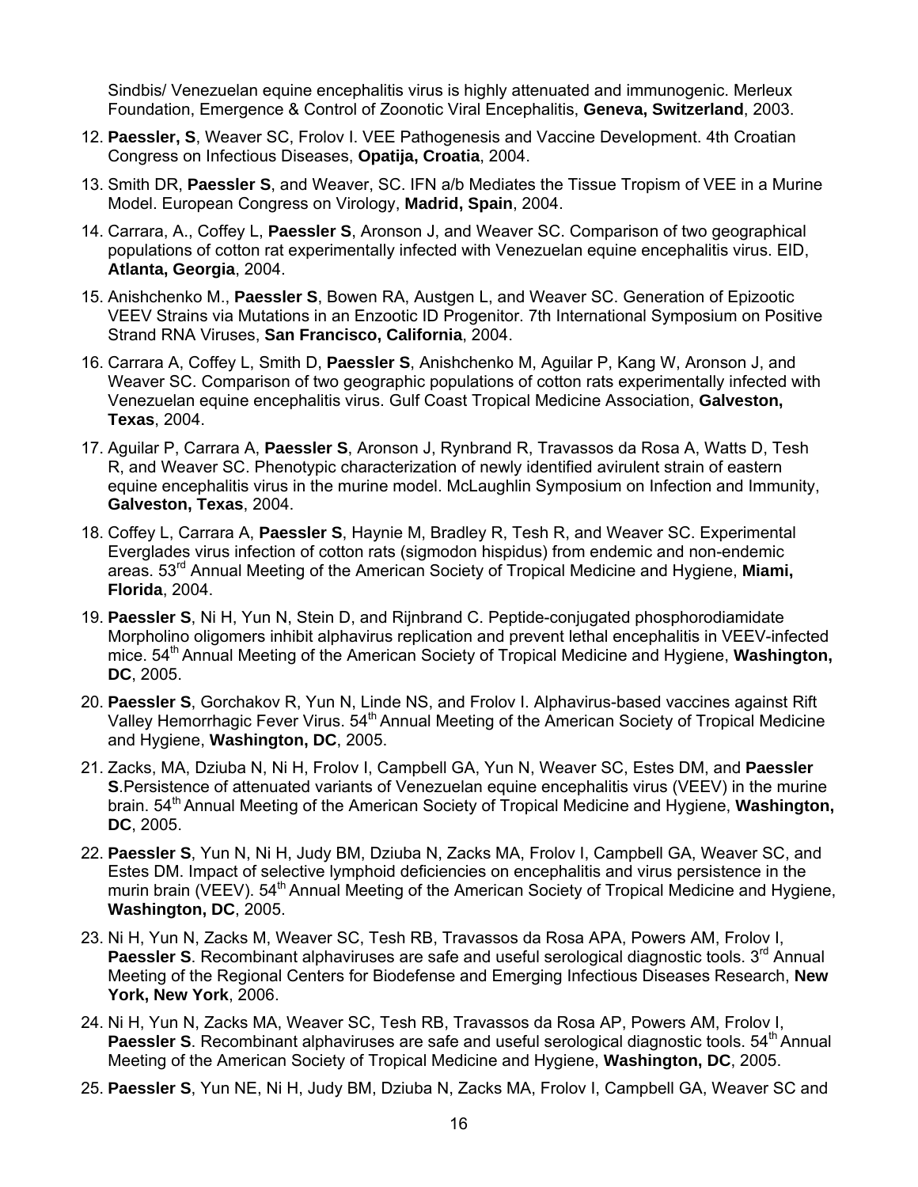Sindbis/ Venezuelan equine encephalitis virus is highly attenuated and immunogenic. Merleux Foundation, Emergence & Control of Zoonotic Viral Encephalitis, **Geneva, Switzerland**, 2003.

12. **Paessler, S**, Weaver SC, Frolov I. VEE Pathogenesis and Vaccine Development. 4th Croatian Congress on Infectious Diseases, **Opatija, Croatia**, 2004.
13. Smith DR, **Paessler S**, and Weaver, SC. IFN a/b Mediates the Tissue Tropism of VEE in a Murine Model. European Congress on Virology, **Madrid, Spain**, 2004.
14. Carrara, A., Coffey L, **Paessler S**, Aronson J, and Weaver SC. Comparison of two geographical populations of cotton rat experimentally infected with Venezuelan equine encephalitis virus. EID, **Atlanta, Georgia**, 2004.
15. Anishchenko M., **Paessler S**, Bowen RA, Austgen L, and Weaver SC. Generation of Epizootic VEEV Strains via Mutations in an Enzootic ID Progenitor. 7th International Symposium on Positive Strand RNA Viruses, **San Francisco, California**, 2004.
16. Carrara A, Coffey L, Smith D, **Paessler S**, Anishchenko M, Aguilar P, Kang W, Aronson J, and Weaver SC. Comparison of two geographic populations of cotton rats experimentally infected with Venezuelan equine encephalitis virus. Gulf Coast Tropical Medicine Association, **Galveston, Texas**, 2004.
17. Aguilar P, Carrara A, **Paessler S**, Aronson J, Rynbrand R, Travassos da Rosa A, Watts D, Tesh R, and Weaver SC. Phenotypic characterization of newly identified avirulent strain of eastern equine encephalitis virus in the murine model. McLaughlin Symposium on Infection and Immunity, **Galveston, Texas**, 2004.
18. Coffey L, Carrara A, **Paessler S**, Haynie M, Bradley R, Tesh R, and Weaver SC. Experimental Everglades virus infection of cotton rats (sigmodon hispidus) from endemic and non-endemic areas. 53rd Annual Meeting of the American Society of Tropical Medicine and Hygiene, **Miami, Florida**, 2004.
19. **Paessler S**, Ni H, Yun N, Stein D, and Rijnbrand C. Peptide-conjugated phosphorodiamidate Morpholino oligomers inhibit alphavirus replication and prevent lethal encephalitis in VEEV-infected mice. 54th Annual Meeting of the American Society of Tropical Medicine and Hygiene, **Washington, DC**, 2005.
20. **Paessler S**, Gorchakov R, Yun N, Linde NS, and Frolov I. Alphavirus-based vaccines against Rift Valley Hemorrhagic Fever Virus. 54th Annual Meeting of the American Society of Tropical Medicine and Hygiene, **Washington, DC**, 2005.
21. Zacks, MA, Dziuba N, Ni H, Frolov I, Campbell GA, Yun N, Weaver SC, Estes DM, and **Paessler S**.Persistence of attenuated variants of Venezuelan equine encephalitis virus (VEEV) in the murine brain. 54th Annual Meeting of the American Society of Tropical Medicine and Hygiene, **Washington, DC**, 2005.
22. **Paessler S**, Yun N, Ni H, Judy BM, Dziuba N, Zacks MA, Frolov I, Campbell GA, Weaver SC, and Estes DM. Impact of selective lymphoid deficiencies on encephalitis and virus persistence in the murin brain (VEEV). 54th Annual Meeting of the American Society of Tropical Medicine and Hygiene, **Washington, DC**, 2005.
23. Ni H, Yun N, Zacks M, Weaver SC, Tesh RB, Travassos da Rosa APA, Powers AM, Frolov I, **Paessler S**. Recombinant alphaviruses are safe and useful serological diagnostic tools. 3rd Annual Meeting of the Regional Centers for Biodefense and Emerging Infectious Diseases Research, **New York, New York**, 2006.
24. Ni H, Yun N, Zacks MA, Weaver SC, Tesh RB, Travassos da Rosa AP, Powers AM, Frolov I, **Paessler S**. Recombinant alphaviruses are safe and useful serological diagnostic tools. 54th Annual Meeting of the American Society of Tropical Medicine and Hygiene, **Washington, DC**, 2005.
25. **Paessler S**, Yun NE, Ni H, Judy BM, Dziuba N, Zacks MA, Frolov I, Campbell GA, Weaver SC and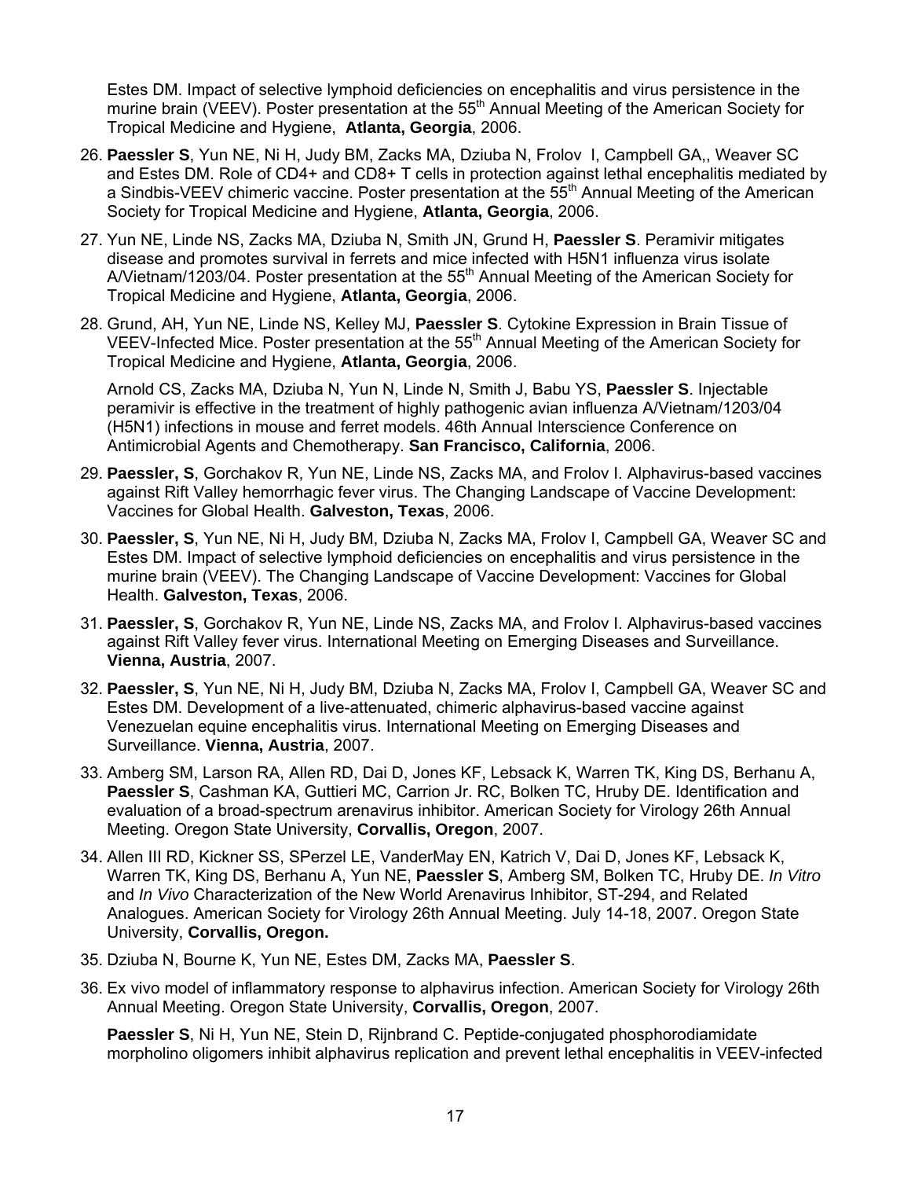Estes DM. Impact of selective lymphoid deficiencies on encephalitis and virus persistence in the murine brain (VEEV). Poster presentation at the 55th Annual Meeting of the American Society for Tropical Medicine and Hygiene, **Atlanta, Georgia**, 2006.

26. **Paessler S**, Yun NE, Ni H, Judy BM, Zacks MA, Dziuba N, Frolov I, Campbell GA,, Weaver SC and Estes DM. Role of CD4+ and CD8+ T cells in protection against lethal encephalitis mediated by a Sindbis-VEEV chimeric vaccine. Poster presentation at the 55th Annual Meeting of the American Society for Tropical Medicine and Hygiene, **Atlanta, Georgia**, 2006.

27. Yun NE, Linde NS, Zacks MA, Dziuba N, Smith JN, Grund H, **Paessler S**. Peramivir mitigates disease and promotes survival in ferrets and mice infected with H5N1 influenza virus isolate A/Vietnam/1203/04. Poster presentation at the 55th Annual Meeting of the American Society for Tropical Medicine and Hygiene, **Atlanta, Georgia**, 2006.

28. Grund, AH, Yun NE, Linde NS, Kelley MJ, **Paessler S**. Cytokine Expression in Brain Tissue of VEEV-Infected Mice. Poster presentation at the 55th Annual Meeting of the American Society for Tropical Medicine and Hygiene, **Atlanta, Georgia**, 2006.

    Arnold CS, Zacks MA, Dziuba N, Yun N, Linde N, Smith J, Babu YS, **Paessler S**. Injectable peramivir is effective in the treatment of highly pathogenic avian influenza A/Vietnam/1203/04 (H5N1) infections in mouse and ferret models. 46th Annual Interscience Conference on Antimicrobial Agents and Chemotherapy. **San Francisco, California**, 2006.

29. **Paessler, S**, Gorchakov R, Yun NE, Linde NS, Zacks MA, and Frolov I. Alphavirus-based vaccines against Rift Valley hemorrhagic fever virus. The Changing Landscape of Vaccine Development: Vaccines for Global Health. **Galveston, Texas**, 2006.

30. **Paessler, S**, Yun NE, Ni H, Judy BM, Dziuba N, Zacks MA, Frolov I, Campbell GA, Weaver SC and Estes DM. Impact of selective lymphoid deficiencies on encephalitis and virus persistence in the murine brain (VEEV). The Changing Landscape of Vaccine Development: Vaccines for Global Health. **Galveston, Texas**, 2006.

31. **Paessler, S**, Gorchakov R, Yun NE, Linde NS, Zacks MA, and Frolov I. Alphavirus-based vaccines against Rift Valley fever virus. International Meeting on Emerging Diseases and Surveillance. **Vienna, Austria**, 2007.

32. **Paessler, S**, Yun NE, Ni H, Judy BM, Dziuba N, Zacks MA, Frolov I, Campbell GA, Weaver SC and Estes DM. Development of a live-attenuated, chimeric alphavirus-based vaccine against Venezuelan equine encephalitis virus. International Meeting on Emerging Diseases and Surveillance. **Vienna, Austria**, 2007.

33. Amberg SM, Larson RA, Allen RD, Dai D, Jones KF, Lebsack K, Warren TK, King DS, Berhanu A, **Paessler S**, Cashman KA, Guttieri MC, Carrion Jr. RC, Bolken TC, Hruby DE. Identification and evaluation of a broad-spectrum arenavirus inhibitor. American Society for Virology 26th Annual Meeting. Oregon State University, **Corvallis, Oregon**, 2007.

34. Allen III RD, Kickner SS, SPerzel LE, VanderMay EN, Katrich V, Dai D, Jones KF, Lebsack K, Warren TK, King DS, Berhanu A, Yun NE, **Paessler S**, Amberg SM, Bolken TC, Hruby DE. *In Vitro* and *In Vivo* Characterization of the New World Arenavirus Inhibitor, ST-294, and Related Analogues. American Society for Virology 26th Annual Meeting. July 14-18, 2007. Oregon State University, **Corvallis, Oregon.**

35. Dziuba N, Bourne K, Yun NE, Estes DM, Zacks MA, **Paessler S**.

36. Ex vivo model of inflammatory response to alphavirus infection. American Society for Virology 26th Annual Meeting. Oregon State University, **Corvallis, Oregon**, 2007.

    **Paessler S**, Ni H, Yun NE, Stein D, Rijnbrand C. Peptide-conjugated phosphorodiamidate morpholino oligomers inhibit alphavirus replication and prevent lethal encephalitis in VEEV-infected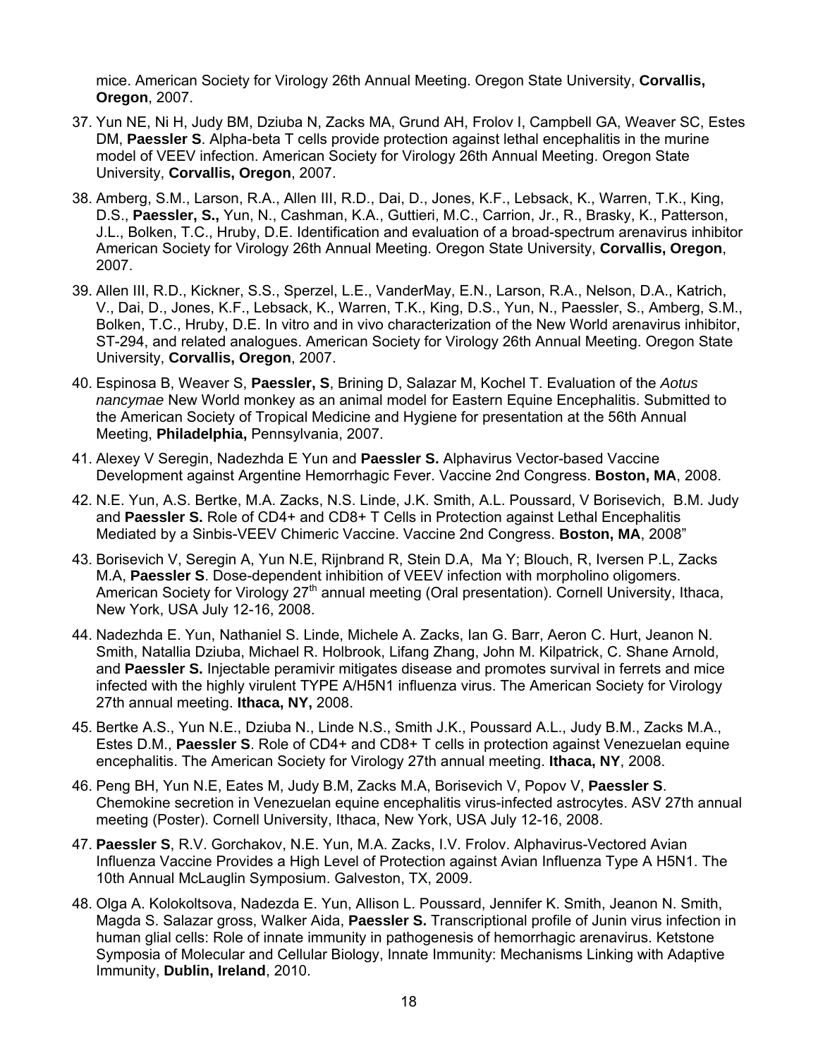mice. American Society for Virology 26th Annual Meeting. Oregon State University, **Corvallis, Oregon**, 2007.

37. Yun NE, Ni H, Judy BM, Dziuba N, Zacks MA, Grund AH, Frolov I, Campbell GA, Weaver SC, Estes DM, **Paessler S**. Alpha-beta T cells provide protection against lethal encephalitis in the murine model of VEEV infection. American Society for Virology 26th Annual Meeting. Oregon State University, **Corvallis, Oregon**, 2007.

38. Amberg, S.M., Larson, R.A., Allen III, R.D., Dai, D., Jones, K.F., Lebsack, K., Warren, T.K., King, D.S., **Paessler, S.,** Yun, N., Cashman, K.A., Guttieri, M.C., Carrion, Jr., R., Brasky, K., Patterson, J.L., Bolken, T.C., Hruby, D.E. Identification and evaluation of a broad-spectrum arenavirus inhibitor American Society for Virology 26th Annual Meeting. Oregon State University, **Corvallis, Oregon**, 2007.

39. Allen III, R.D., Kickner, S.S., Sperzel, L.E., VanderMay, E.N., Larson, R.A., Nelson, D.A., Katrich, V., Dai, D., Jones, K.F., Lebsack, K., Warren, T.K., King, D.S., Yun, N., Paessler, S., Amberg, S.M., Bolken, T.C., Hruby, D.E. In vitro and in vivo characterization of the New World arenavirus inhibitor, ST-294, and related analogues. American Society for Virology 26th Annual Meeting. Oregon State University, **Corvallis, Oregon**, 2007.

40. Espinosa B, Weaver S, **Paessler, S**, Brining D, Salazar M, Kochel T. Evaluation of the *Aotus nancymae* New World monkey as an animal model for Eastern Equine Encephalitis. Submitted to the American Society of Tropical Medicine and Hygiene for presentation at the 56th Annual Meeting, **Philadelphia,** Pennsylvania, 2007.

41. Alexey V Seregin, Nadezhda E Yun and **Paessler S.** Alphavirus Vector-based Vaccine Development against Argentine Hemorrhagic Fever. Vaccine 2nd Congress. **Boston, MA**, 2008.

42. N.E. Yun, A.S. Bertke, M.A. Zacks, N.S. Linde, J.K. Smith, A.L. Poussard, V Borisevich, B.M. Judy and **Paessler S.** Role of CD4+ and CD8+ T Cells in Protection against Lethal Encephalitis Mediated by a Sinbis-VEEV Chimeric Vaccine. Vaccine 2nd Congress. **Boston, MA**, 2008"

43. Borisevich V, Seregin A, Yun N.E, Rijnbrand R, Stein D.A, Ma Y; Blouch, R, Iversen P.L, Zacks M.A, **Paessler S**. Dose-dependent inhibition of VEEV infection with morpholino oligomers. American Society for Virology 27th annual meeting (Oral presentation). Cornell University, Ithaca, New York, USA July 12-16, 2008.

44. Nadezhda E. Yun, Nathaniel S. Linde, Michele A. Zacks, Ian G. Barr, Aeron C. Hurt, Jeanon N. Smith, Natallia Dziuba, Michael R. Holbrook, Lifang Zhang, John M. Kilpatrick, C. Shane Arnold, and **Paessler S.** Injectable peramivir mitigates disease and promotes survival in ferrets and mice infected with the highly virulent TYPE A/H5N1 influenza virus. The American Society for Virology 27th annual meeting. **Ithaca, NY,** 2008.

45. Bertke A.S., Yun N.E., Dziuba N., Linde N.S., Smith J.K., Poussard A.L., Judy B.M., Zacks M.A., Estes D.M., **Paessler S**. Role of CD4+ and CD8+ T cells in protection against Venezuelan equine encephalitis. The American Society for Virology 27th annual meeting. **Ithaca, NY**, 2008.

46. Peng BH, Yun N.E, Eates M, Judy B.M, Zacks M.A, Borisevich V, Popov V, **Paessler S**. Chemokine secretion in Venezuelan equine encephalitis virus-infected astrocytes. ASV 27th annual meeting (Poster). Cornell University, Ithaca, New York, USA July 12-16, 2008.

47. **Paessler S**, R.V. Gorchakov, N.E. Yun, M.A. Zacks, I.V. Frolov. Alphavirus-Vectored Avian Influenza Vaccine Provides a High Level of Protection against Avian Influenza Type A H5N1. The 10th Annual McLauglin Symposium. Galveston, TX, 2009.

48. Olga A. Kolokoltsova, Nadezda E. Yun, Allison L. Poussard, Jennifer K. Smith, Jeanon N. Smith, Magda S. Salazar gross, Walker Aida, **Paessler S.** Transcriptional profile of Junin virus infection in human glial cells: Role of innate immunity in pathogenesis of hemorrhagic arenavirus. Ketstone Symposia of Molecular and Cellular Biology, Innate Immunity: Mechanisms Linking with Adaptive Immunity, **Dublin, Ireland**, 2010.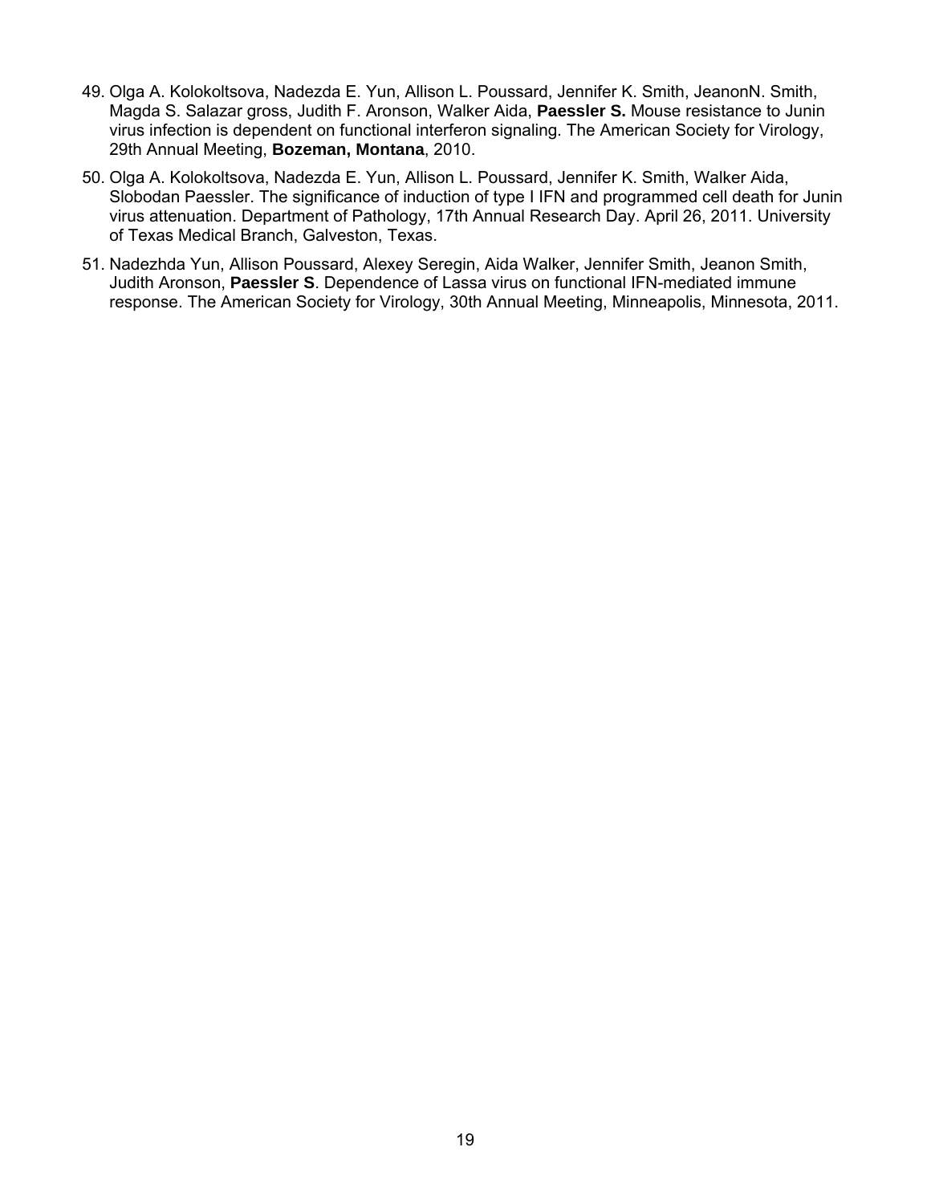49. Olga A. Kolokoltsova, Nadezda E. Yun, Allison L. Poussard, Jennifer K. Smith, JeanonN. Smith, Magda S. Salazar gross, Judith F. Aronson, Walker Aida, **Paessler S.** Mouse resistance to Junin virus infection is dependent on functional interferon signaling. The American Society for Virology, 29th Annual Meeting, **Bozeman, Montana**, 2010.
50. Olga A. Kolokoltsova, Nadezda E. Yun, Allison L. Poussard, Jennifer K. Smith, Walker Aida, Slobodan Paessler. The significance of induction of type I IFN and programmed cell death for Junin virus attenuation. Department of Pathology, 17th Annual Research Day. April 26, 2011. University of Texas Medical Branch, Galveston, Texas.
51. Nadezhda Yun, Allison Poussard, Alexey Seregin, Aida Walker, Jennifer Smith, Jeanon Smith, Judith Aronson, **Paessler S**. Dependence of Lassa virus on functional IFN-mediated immune response. The American Society for Virology, 30th Annual Meeting, Minneapolis, Minnesota, 2011.